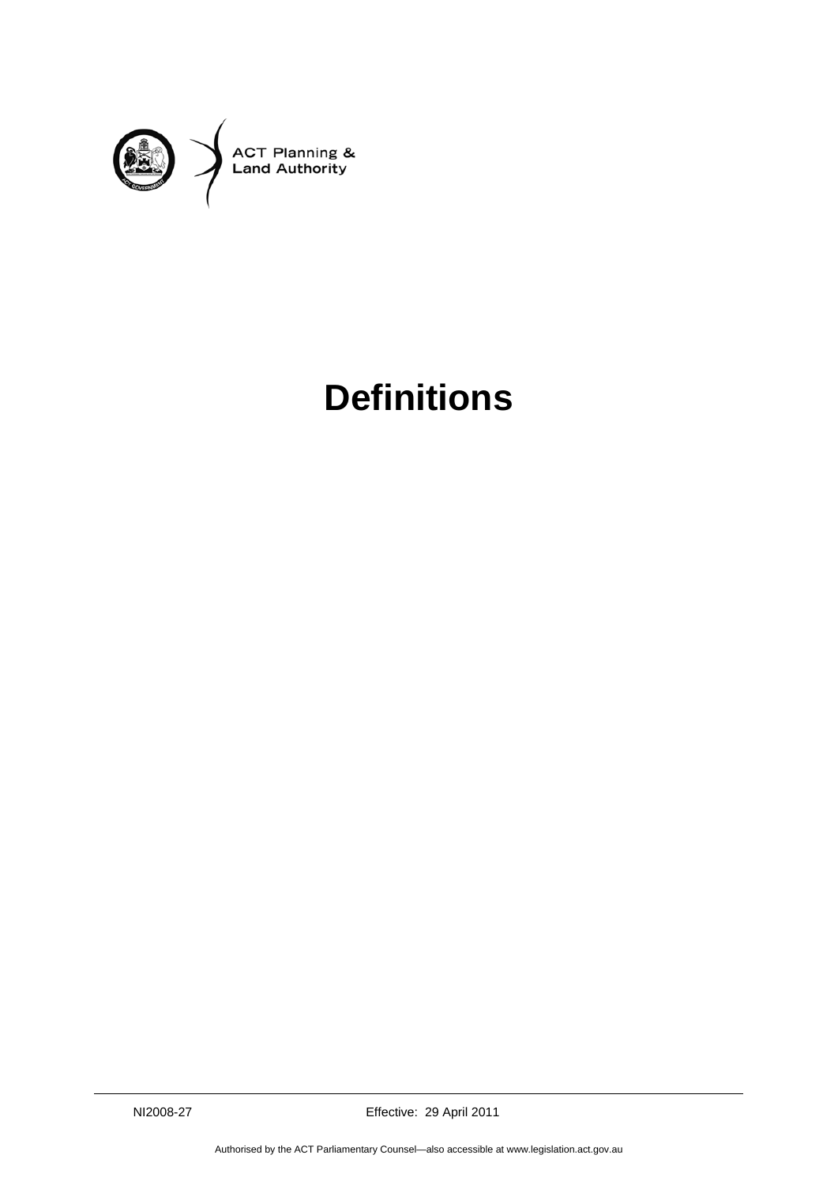ACT Planning &
Land Authority

# Definitions

NI2008-27

Effective: 29 April 2011

Authorised by the ACT Parliamentary Counsel—also accessible at www.legislation.act.gov.au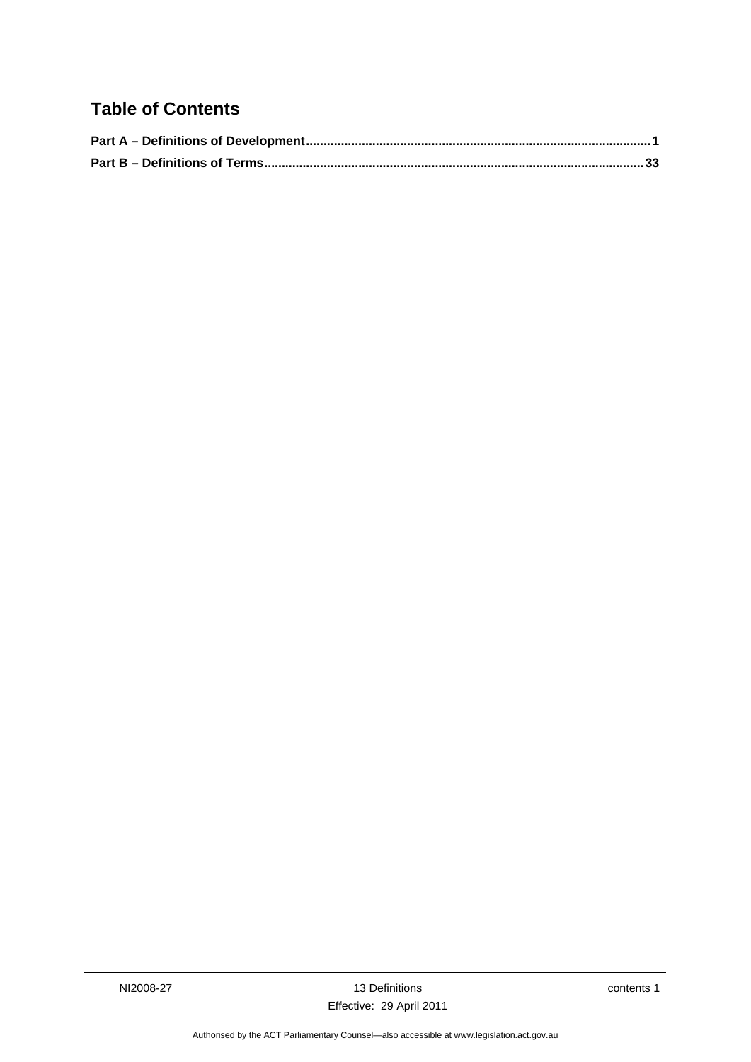## Table of Contents

**Part A – Definitions of Development**.................................................................................................**1**

**Part B – Definitions of Terms**...........................................................................................................**33**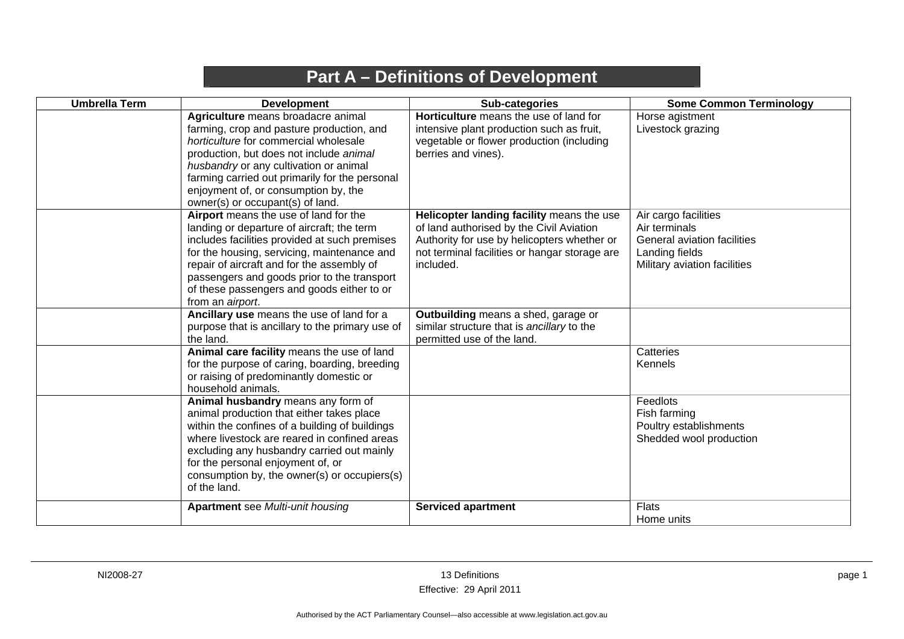# Part A – Definitions of Development

| Umbrella Term | Development | Sub-categories | Some Common Terminology |
|---|---|---|---|
| | **Agriculture** means broadacre animal farming, crop and pasture production, and *horticulture* for commercial wholesale production, but does not include *animal husbandry* or any cultivation or animal farming carried out primarily for the personal enjoyment of, or consumption by, the owner(s) or occupant(s) of land. | **Horticulture** means the use of land for intensive plant production such as fruit, vegetable or flower production (including berries and vines). | Horse agistment<br>Livestock grazing |
| | **Airport** means the use of land for the landing or departure of aircraft; the term includes facilities provided at such premises for the housing, servicing, maintenance and repair of aircraft and for the assembly of passengers and goods prior to the transport of these passengers and goods either to or from an *airport*. | **Helicopter landing facility** means the use of land authorised by the Civil Aviation Authority for use by helicopters whether or not terminal facilities or hangar storage are included. | Air cargo facilities<br>Air terminals<br>General aviation facilities<br>Landing fields<br>Military aviation facilities |
| | **Ancillary use** means the use of land for a purpose that is ancillary to the primary use of the land. | **Outbuilding** means a shed, garage or similar structure that is *ancillary* to the permitted use of the land. | |
| | **Animal care facility** means the use of land for the purpose of caring, boarding, breeding or raising of predominantly domestic or household animals. | | Catteries<br>Kennels |
| | **Animal husbandry** means any form of animal production that either takes place within the confines of a building of buildings where livestock are reared in confined areas excluding any husbandry carried out mainly for the personal enjoyment of, or consumption by, the owner(s) or occupiers(s) of the land. | | Feedlots<br>Fish farming<br>Poultry establishments<br>Shedded wool production |
| | **Apartment** see *Multi-unit housing* | **Serviced apartment** | Flats<br>Home units |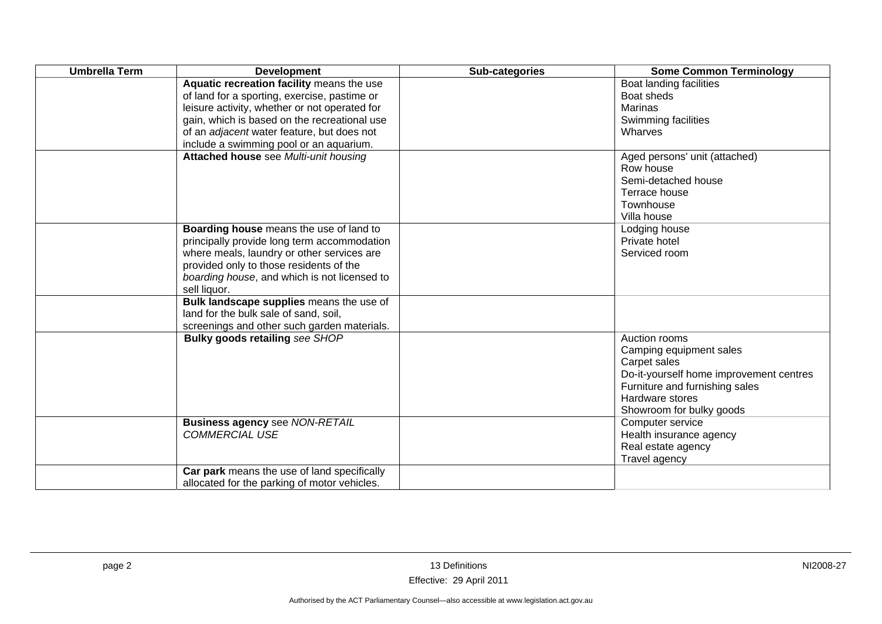| Umbrella Term | Development | Sub-categories | Some Common Terminology |
|---|---|---|---|
| | **Aquatic recreation facility** means the use of land for a sporting, exercise, pastime or leisure activity, whether or not operated for gain, which is based on the recreational use of an *adjacent* water feature, but does not include a swimming pool or an aquarium. | | Boat landing facilities<br>Boat sheds<br>Marinas<br>Swimming facilities<br>Wharves |
| | **Attached house** see *Multi-unit housing* | | Aged persons' unit (attached)<br>Row house<br>Semi-detached house<br>Terrace house<br>Townhouse<br>Villa house |
| | **Boarding house** means the use of land to principally provide long term accommodation where meals, laundry or other services are provided only to those residents of the *boarding house*, and which is not licensed to sell liquor. | | Lodging house<br>Private hotel<br>Serviced room |
| | **Bulk landscape supplies** means the use of land for the bulk sale of sand, soil, screenings and other such garden materials. | | |
| | **Bulky goods retailing** *see SHOP* | | Auction rooms<br>Camping equipment sales<br>Carpet sales<br>Do-it-yourself home improvement centres<br>Furniture and furnishing sales<br>Hardware stores<br>Showroom for bulky goods |
| | **Business agency** see *NON-RETAIL COMMERCIAL USE* | | Computer service<br>Health insurance agency<br>Real estate agency<br>Travel agency |
| | **Car park** means the use of land specifically allocated for the parking of motor vehicles. | | |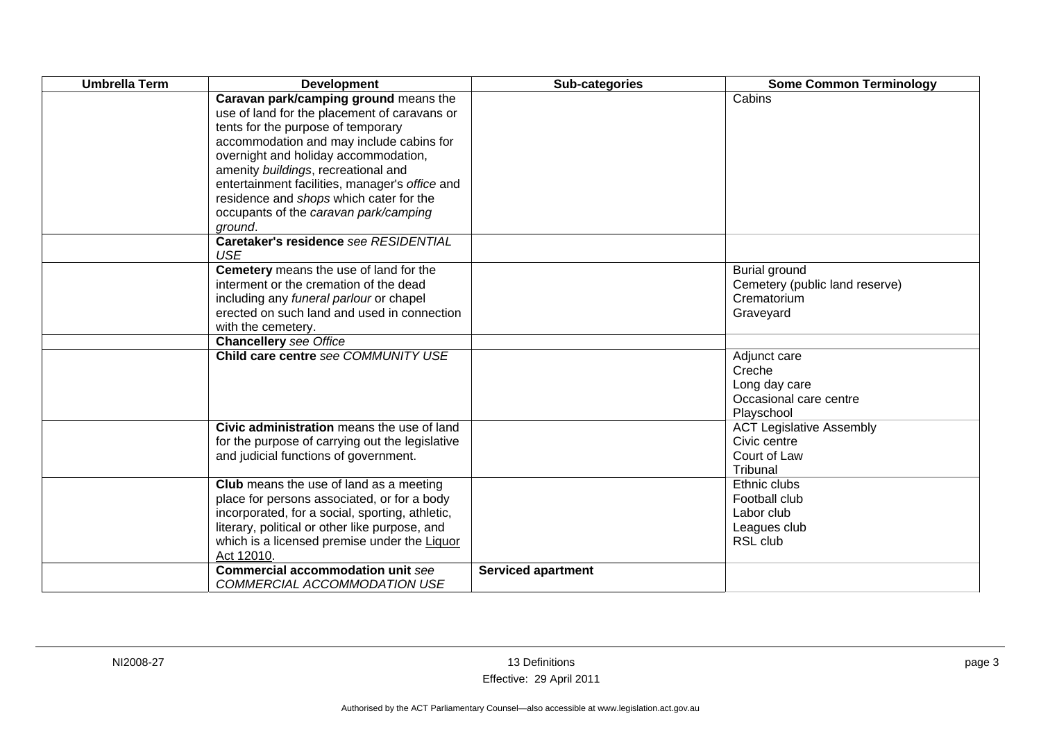| Umbrella Term | Development | Sub-categories | Some Common Terminology |
|---|---|---|---|
| | **Caravan park/camping ground** means the use of land for the placement of caravans or tents for the purpose of temporary accommodation and may include cabins for overnight and holiday accommodation, amenity *buildings*, recreational and entertainment facilities, manager's *office* and residence and *shops* which cater for the occupants of the *caravan park/camping ground*. | | Cabins |
| | **Caretaker's residence** *see RESIDENTIAL USE* | | |
| | **Cemetery** means the use of land for the interment or the cremation of the dead including any *funeral parlour* or chapel erected on such land and used in connection with the cemetery. | | Burial ground<br>Cemetery (public land reserve)<br>Crematorium<br>Graveyard |
| | **Chancellery** *see Office* | | |
| | **Child care centre** *see COMMUNITY USE* | | Adjunct care<br>Creche<br>Long day care<br>Occasional care centre<br>Playschool |
| | **Civic administration** means the use of land for the purpose of carrying out the legislative and judicial functions of government. | | ACT Legislative Assembly<br>Civic centre<br>Court of Law<br>Tribunal |
| | **Club** means the use of land as a meeting place for persons associated, or for a body incorporated, for a social, sporting, athletic, literary, political or other like purpose, and which is a licensed premise under the Liquor Act 12010. | | Ethnic clubs<br>Football club<br>Labor club<br>Leagues club<br>RSL club |
| | **Commercial accommodation unit** *see COMMERCIAL ACCOMMODATION USE* | **Serviced apartment** | |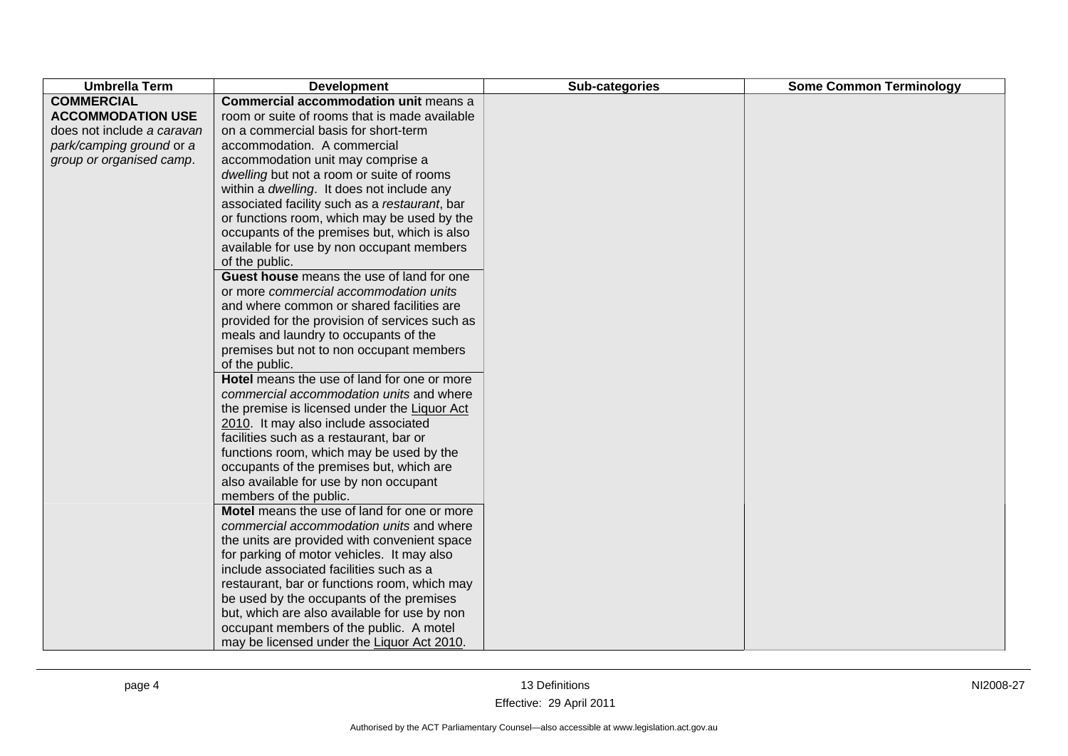| Umbrella Term | Development | Sub-categories | Some Common Terminology |
|---|---|---|---|
| **COMMERCIAL ACCOMMODATION USE** does not include *a caravan park/camping ground* or a *group or organised camp*. | **Commercial accommodation unit** means a room or suite of rooms that is made available on a commercial basis for short-term accommodation. A commercial accommodation unit may comprise a *dwelling* but not a room or suite of rooms within a *dwelling*. It does not include any associated facility such as a *restaurant*, bar or functions room, which may be used by the occupants of the premises but, which is also available for use by non occupant members of the public. | | |
| | **Guest house** means the use of land for one or more *commercial accommodation units* and where common or shared facilities are provided for the provision of services such as meals and laundry to occupants of the premises but not to non occupant members of the public. | | |
| | **Hotel** means the use of land for one or more *commercial accommodation units* and where the premise is licensed under the Liquor Act 2010. It may also include associated facilities such as a restaurant, bar or functions room, which may be used by the occupants of the premises but, which are also available for use by non occupant members of the public. | | |
| | **Motel** means the use of land for one or more *commercial accommodation units* and where the units are provided with convenient space for parking of motor vehicles. It may also include associated facilities such as a restaurant, bar or functions room, which may be used by the occupants of the premises but, which are also available for use by non occupant members of the public. A motel may be licensed under the Liquor Act 2010. | | |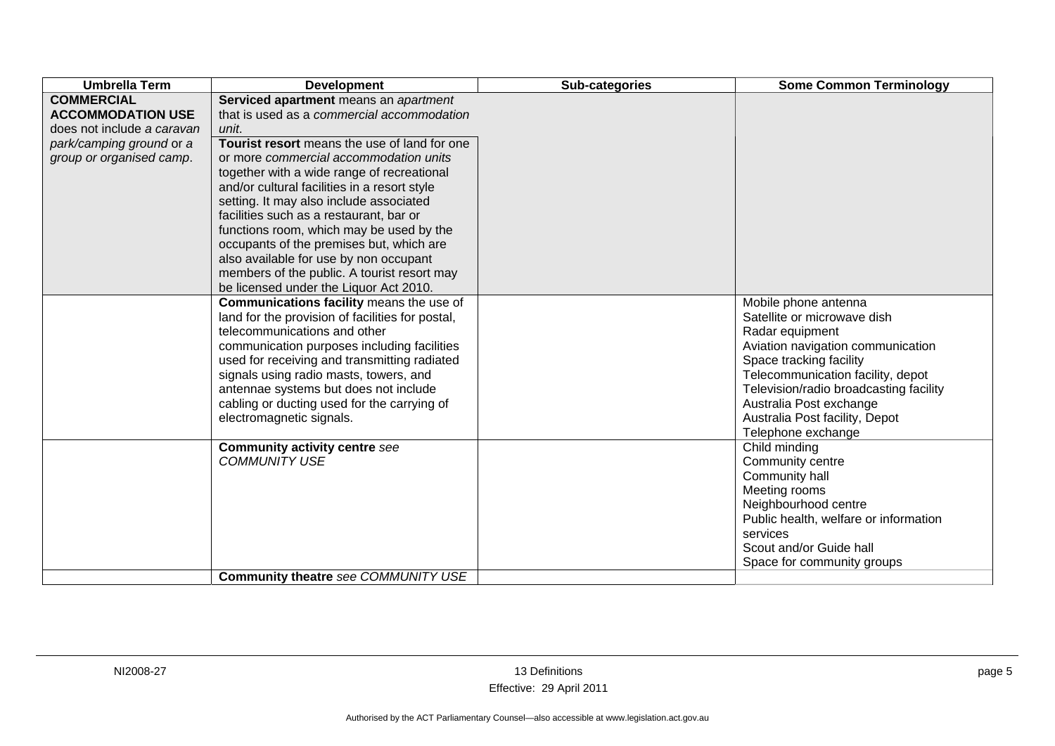| Umbrella Term | Development | Sub-categories | Some Common Terminology |
|---|---|---|---|
| **COMMERCIAL ACCOMMODATION USE** does not include *a caravan park/camping ground* or a *group or organised camp*. | **Serviced apartment** means an *apartment* that is used as a *commercial accommodation unit*. | | |
| | **Tourist resort** means the use of land for one or more *commercial accommodation units* together with a wide range of recreational and/or cultural facilities in a resort style setting. It may also include associated facilities such as a restaurant, bar or functions room, which may be used by the occupants of the premises but, which are also available for use by non occupant members of the public. A tourist resort may be licensed under the Liquor Act 2010. | | |
| | **Communications facility** means the use of land for the provision of facilities for postal, telecommunications and other communication purposes including facilities used for receiving and transmitting radiated signals using radio masts, towers, and antennae systems but does not include cabling or ducting used for the carrying of electromagnetic signals. | | Mobile phone antenna<br>Satellite or microwave dish<br>Radar equipment<br>Aviation navigation communication<br>Space tracking facility<br>Telecommunication facility, depot<br>Television/radio broadcasting facility<br>Australia Post exchange<br>Australia Post facility, Depot<br>Telephone exchange |
| | **Community activity centre** *see COMMUNITY USE* | | Child minding<br>Community centre<br>Community hall<br>Meeting rooms<br>Neighbourhood centre<br>Public health, welfare or information services<br>Scout and/or Guide hall<br>Space for community groups |
| | **Community theatre** *see COMMUNITY USE* | | |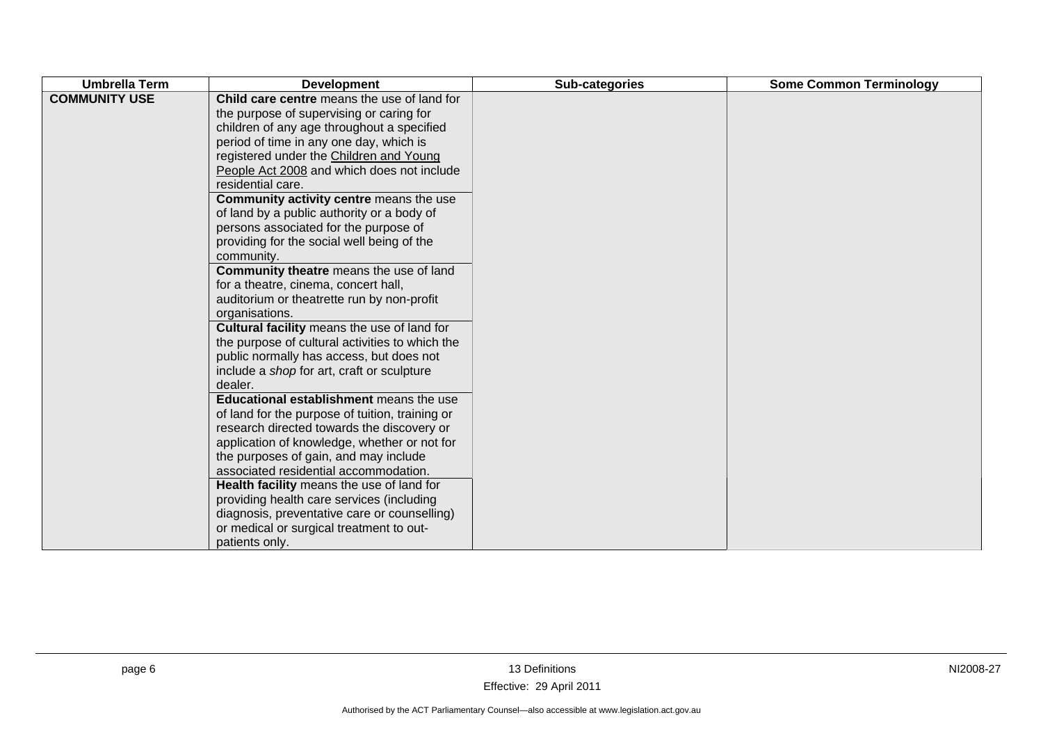| Umbrella Term | Development | Sub-categories | Some Common Terminology |
|---|---|---|---|
| **COMMUNITY USE** | **Child care centre** means the use of land for the purpose of supervising or caring for children of any age throughout a specified period of time in any one day, which is registered under the Children and Young People Act 2008 and which does not include residential care. | | |
| | **Community activity centre** means the use of land by a public authority or a body of persons associated for the purpose of providing for the social well being of the community. | | |
| | **Community theatre** means the use of land for a theatre, cinema, concert hall, auditorium or theatrette run by non-profit organisations. | | |
| | **Cultural facility** means the use of land for the purpose of cultural activities to which the public normally has access, but does not include a *shop* for art, craft or sculpture dealer. | | |
| | **Educational establishment** means the use of land for the purpose of tuition, training or research directed towards the discovery or application of knowledge, whether or not for the purposes of gain, and may include associated residential accommodation. | | |
| | **Health facility** means the use of land for providing health care services (including diagnosis, preventative care or counselling) or medical or surgical treatment to out-patients only. | | |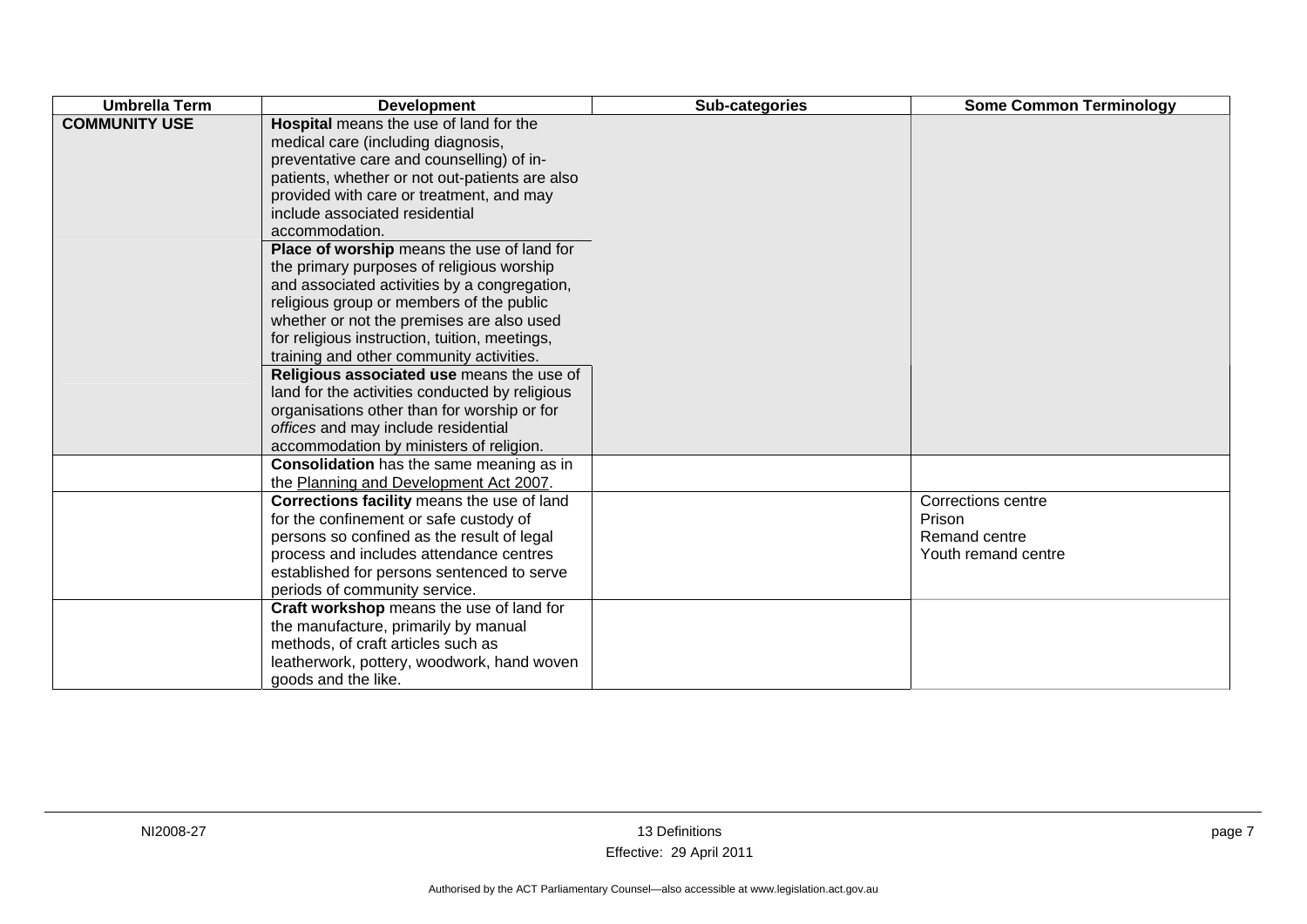| Umbrella Term | Development | Sub-categories | Some Common Terminology |
|---|---|---|---|
| **COMMUNITY USE** | **Hospital** means the use of land for the medical care (including diagnosis, preventative care and counselling) of in-patients, whether or not out-patients are also provided with care or treatment, and may include associated residential accommodation. | | |
| | **Place of worship** means the use of land for the primary purposes of religious worship and associated activities by a congregation, religious group or members of the public whether or not the premises are also used for religious instruction, tuition, meetings, training and other community activities. | | |
| | **Religious associated use** means the use of land for the activities conducted by religious organisations other than for worship or for *offices* and may include residential accommodation by ministers of religion. | | |
| | **Consolidation** has the same meaning as in the Planning and Development Act 2007. | | |
| | **Corrections facility** means the use of land for the confinement or safe custody of persons so confined as the result of legal process and includes attendance centres established for persons sentenced to serve periods of community service. | | Corrections centre<br>Prison<br>Remand centre<br>Youth remand centre |
| | **Craft workshop** means the use of land for the manufacture, primarily by manual methods, of craft articles such as leatherwork, pottery, woodwork, hand woven goods and the like. | | |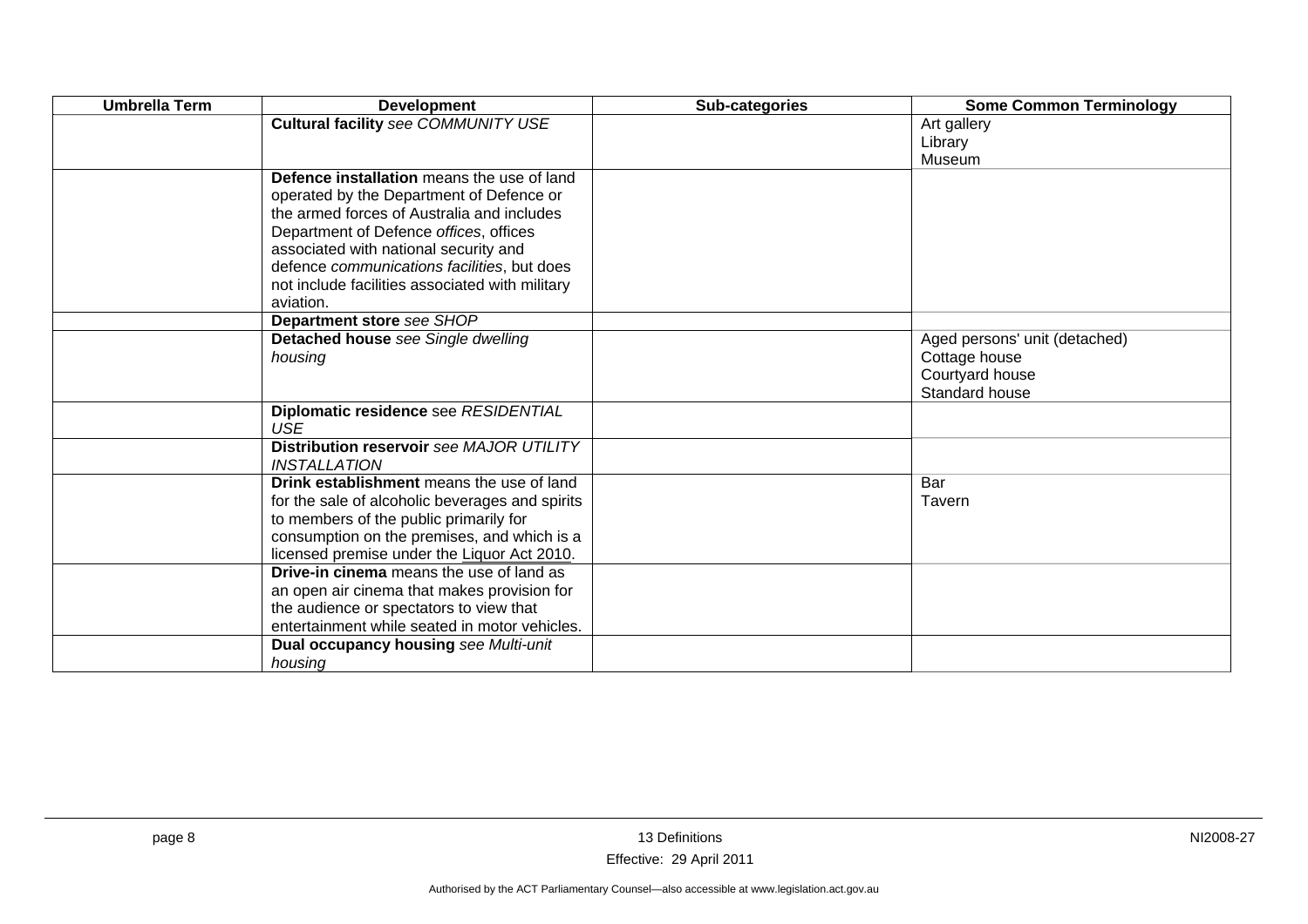| Umbrella Term | Development | Sub-categories | Some Common Terminology |
|---|---|---|---|
| | **Cultural facility** *see COMMUNITY USE* | | Art gallery<br>Library<br>Museum |
| | **Defence installation** means the use of land operated by the Department of Defence or the armed forces of Australia and includes Department of Defence *offices*, offices associated with national security and defence *communications facilities*, but does not include facilities associated with military aviation. | | |
| | **Department store** *see SHOP* | | |
| | **Detached house** *see Single dwelling housing* | | Aged persons' unit (detached)<br>Cottage house<br>Courtyard house<br>Standard house |
| | **Diplomatic residence** see *RESIDENTIAL USE* | | |
| | **Distribution reservoir** *see MAJOR UTILITY INSTALLATION* | | |
| | **Drink establishment** means the use of land for the sale of alcoholic beverages and spirits to members of the public primarily for consumption on the premises, and which is a licensed premise under the Liquor Act 2010. | | Bar<br>Tavern |
| | **Drive-in cinema** means the use of land as an open air cinema that makes provision for the audience or spectators to view that entertainment while seated in motor vehicles. | | |
| | **Dual occupancy housing** *see Multi-unit housing* | | |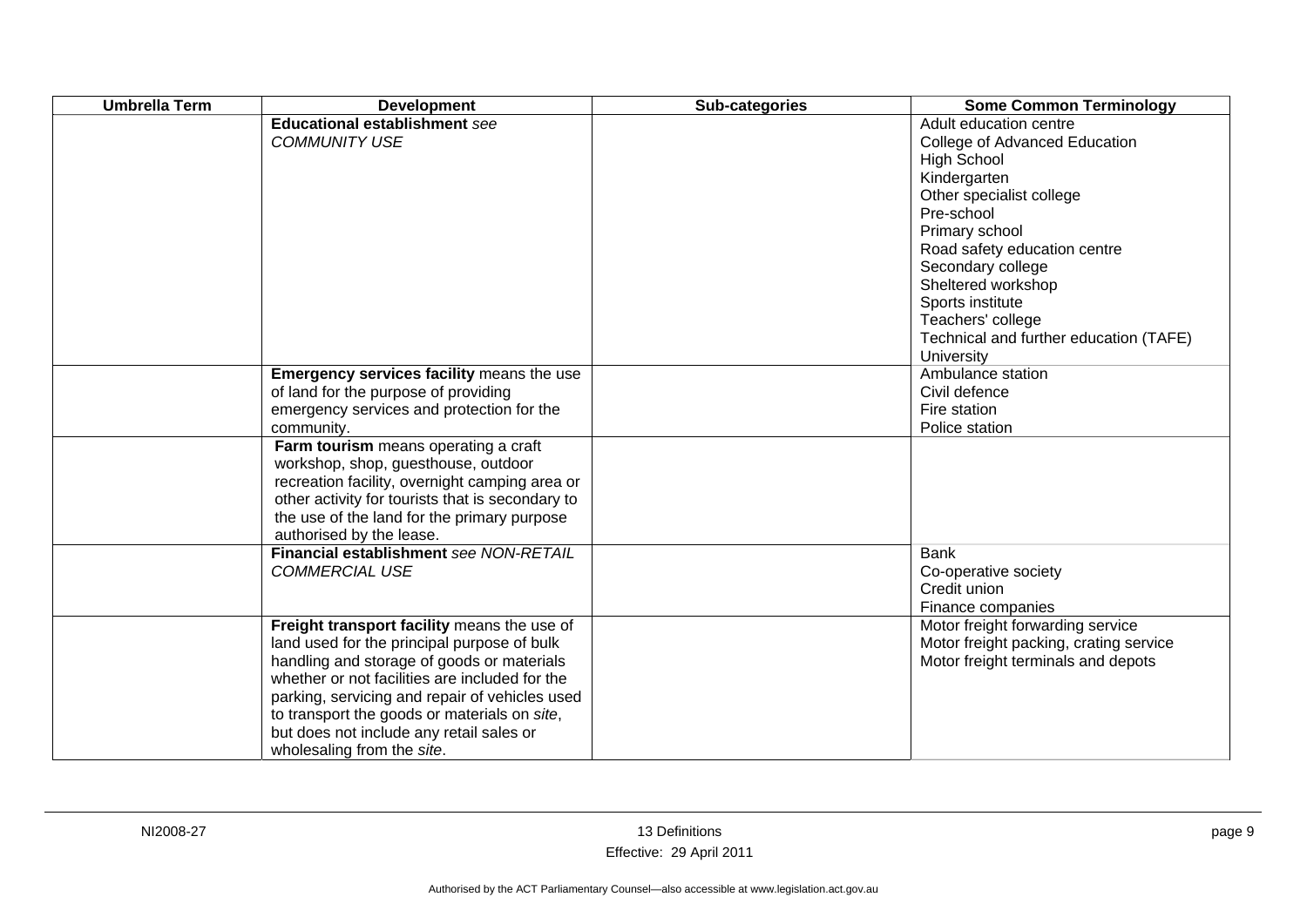| Umbrella Term | Development | Sub-categories | Some Common Terminology |
|---|---|---|---|
| | **Educational establishment** *see COMMUNITY USE* | | Adult education centre<br>College of Advanced Education<br>High School<br>Kindergarten<br>Other specialist college<br>Pre-school<br>Primary school<br>Road safety education centre<br>Secondary college<br>Sheltered workshop<br>Sports institute<br>Teachers' college<br>Technical and further education (TAFE)<br>University |
| | **Emergency services facility** means the use of land for the purpose of providing emergency services and protection for the community. | | Ambulance station<br>Civil defence<br>Fire station<br>Police station |
| | **Farm tourism** means operating a craft workshop, shop, guesthouse, outdoor recreation facility, overnight camping area or other activity for tourists that is secondary to the use of the land for the primary purpose authorised by the lease. | | |
| | **Financial establishment** *see NON-RETAIL COMMERCIAL USE* | | Bank<br>Co-operative society<br>Credit union<br>Finance companies |
| | **Freight transport facility** means the use of land used for the principal purpose of bulk handling and storage of goods or materials whether or not facilities are included for the parking, servicing and repair of vehicles used to transport the goods or materials on *site*, but does not include any retail sales or wholesaling from the *site*. | | Motor freight forwarding service<br>Motor freight packing, crating service<br>Motor freight terminals and depots |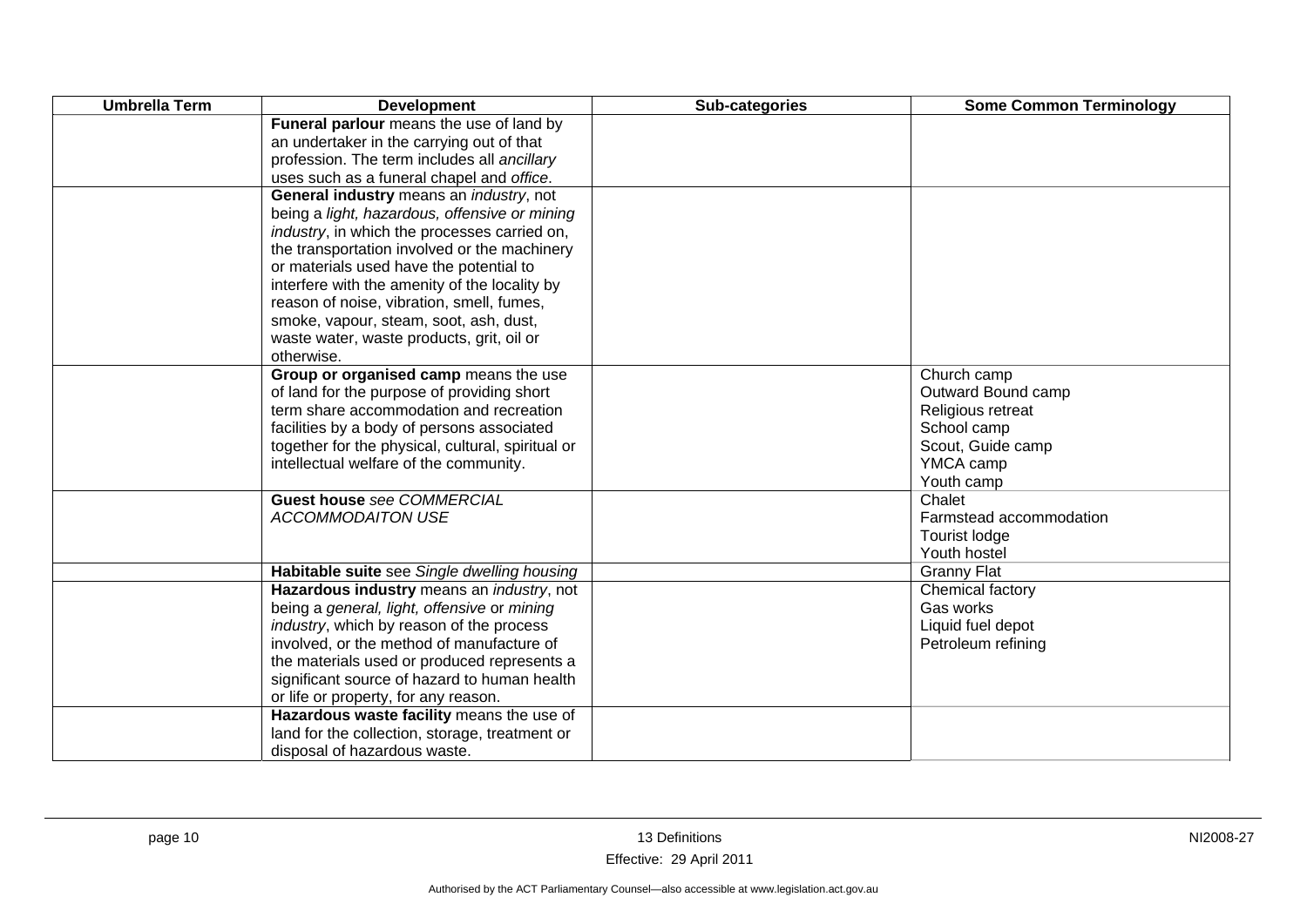| Umbrella Term | Development | Sub-categories | Some Common Terminology |
|---|---|---|---|
| | **Funeral parlour** means the use of land by an undertaker in the carrying out of that profession. The term includes all *ancillary* uses such as a funeral chapel and *office*. | | |
| | **General industry** means an *industry*, not being a *light, hazardous, offensive or mining industry*, in which the processes carried on, the transportation involved or the machinery or materials used have the potential to interfere with the amenity of the locality by reason of noise, vibration, smell, fumes, smoke, vapour, steam, soot, ash, dust, waste water, waste products, grit, oil or otherwise. | | |
| | **Group or organised camp** means the use of land for the purpose of providing short term share accommodation and recreation facilities by a body of persons associated together for the physical, cultural, spiritual or intellectual welfare of the community. | | Church camp<br>Outward Bound camp<br>Religious retreat<br>School camp<br>Scout, Guide camp<br>YMCA camp<br>Youth camp |
| | **Guest house** *see COMMERCIAL ACCOMMODAITON USE* | | Chalet<br>Farmstead accommodation<br>Tourist lodge<br>Youth hostel |
| | **Habitable suite** see *Single dwelling housing* | | Granny Flat |
| | **Hazardous industry** means an *industry*, not being a *general, light, offensive* or *mining industry*, which by reason of the process involved, or the method of manufacture of the materials used or produced represents a significant source of hazard to human health or life or property, for any reason. | | Chemical factory<br>Gas works<br>Liquid fuel depot<br>Petroleum refining |
| | **Hazardous waste facility** means the use of land for the collection, storage, treatment or disposal of hazardous waste. | | |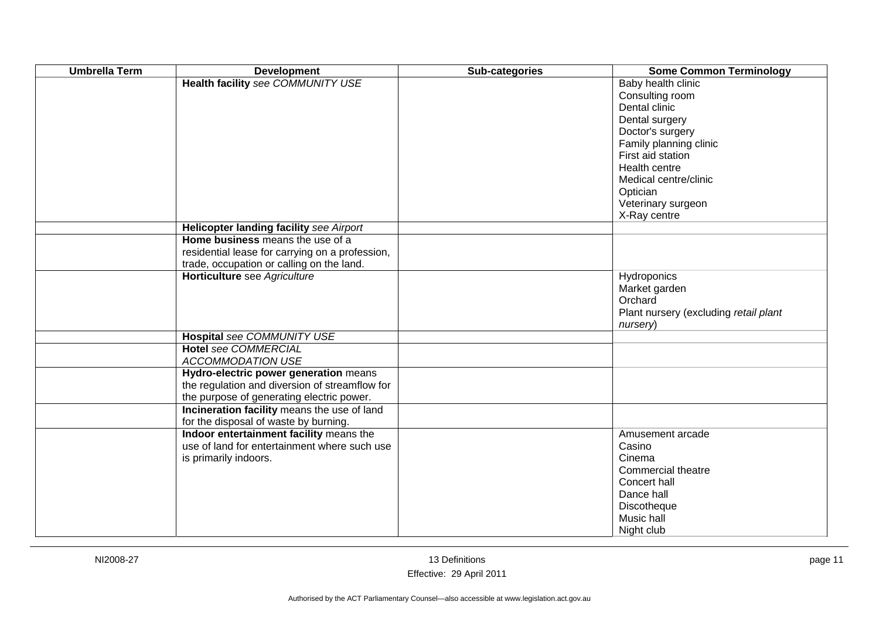| Umbrella Term | Development | Sub-categories | Some Common Terminology |
|---|---|---|---|
| | **Health facility** *see COMMUNITY USE* | | Baby health clinic<br>Consulting room<br>Dental clinic<br>Dental surgery<br>Doctor's surgery<br>Family planning clinic<br>First aid station<br>Health centre<br>Medical centre/clinic<br>Optician<br>Veterinary surgeon<br>X-Ray centre |
| | **Helicopter landing facility** *see Airport* | | |
| | **Home business** means the use of a residential lease for carrying on a profession, trade, occupation or calling on the land. | | |
| | **Horticulture** see *Agriculture* | | Hydroponics<br>Market garden<br>Orchard<br>Plant nursery (excluding *retail plant nursery*) |
| | **Hospital** *see COMMUNITY USE* | | |
| | **Hotel** *see COMMERCIAL ACCOMMODATION USE* | | |
| | **Hydro-electric power generation** means the regulation and diversion of streamflow for the purpose of generating electric power. | | |
| | **Incineration facility** means the use of land for the disposal of waste by burning. | | |
| | **Indoor entertainment facility** means the use of land for entertainment where such use is primarily indoors. | | Amusement arcade<br>Casino<br>Cinema<br>Commercial theatre<br>Concert hall<br>Dance hall<br>Discotheque<br>Music hall<br>Night club |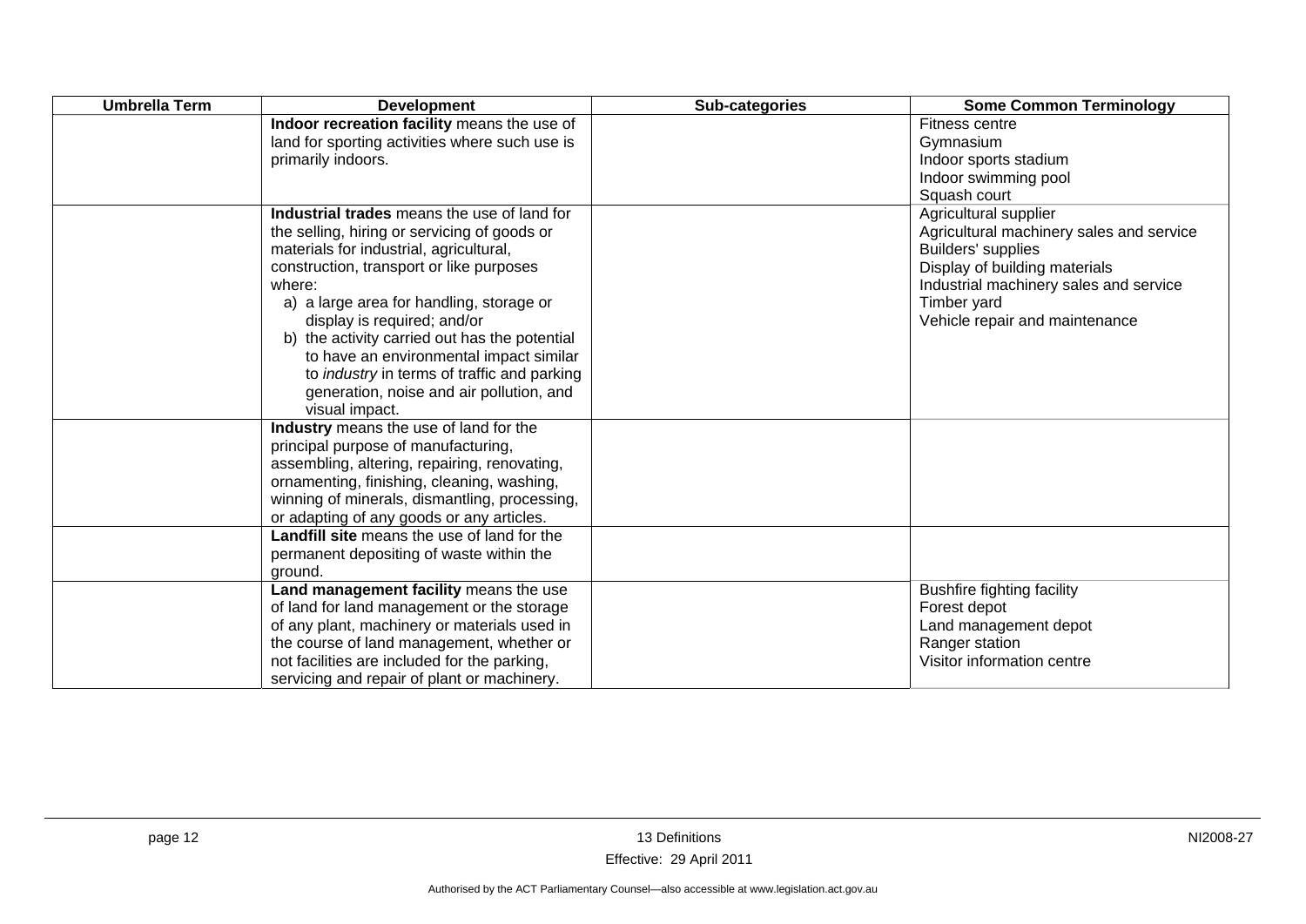| Umbrella Term | Development | Sub-categories | Some Common Terminology |
|---|---|---|---|
| | **Indoor recreation facility** means the use of land for sporting activities where such use is primarily indoors. | | Fitness centre<br>Gymnasium<br>Indoor sports stadium<br>Indoor swimming pool<br>Squash court |
| | **Industrial trades** means the use of land for the selling, hiring or servicing of goods or materials for industrial, agricultural, construction, transport or like purposes where:<br>a) a large area for handling, storage or display is required; and/or<br>b) the activity carried out has the potential to have an environmental impact similar to *industry* in terms of traffic and parking generation, noise and air pollution, and visual impact. | | Agricultural supplier<br>Agricultural machinery sales and service<br>Builders' supplies<br>Display of building materials<br>Industrial machinery sales and service<br>Timber yard<br>Vehicle repair and maintenance |
| | **Industry** means the use of land for the principal purpose of manufacturing, assembling, altering, repairing, renovating, ornamenting, finishing, cleaning, washing, winning of minerals, dismantling, processing, or adapting of any goods or any articles. | | |
| | **Landfill site** means the use of land for the permanent depositing of waste within the ground. | | |
| | **Land management facility** means the use of land for land management or the storage of any plant, machinery or materials used in the course of land management, whether or not facilities are included for the parking, servicing and repair of plant or machinery. | | Bushfire fighting facility<br>Forest depot<br>Land management depot<br>Ranger station<br>Visitor information centre |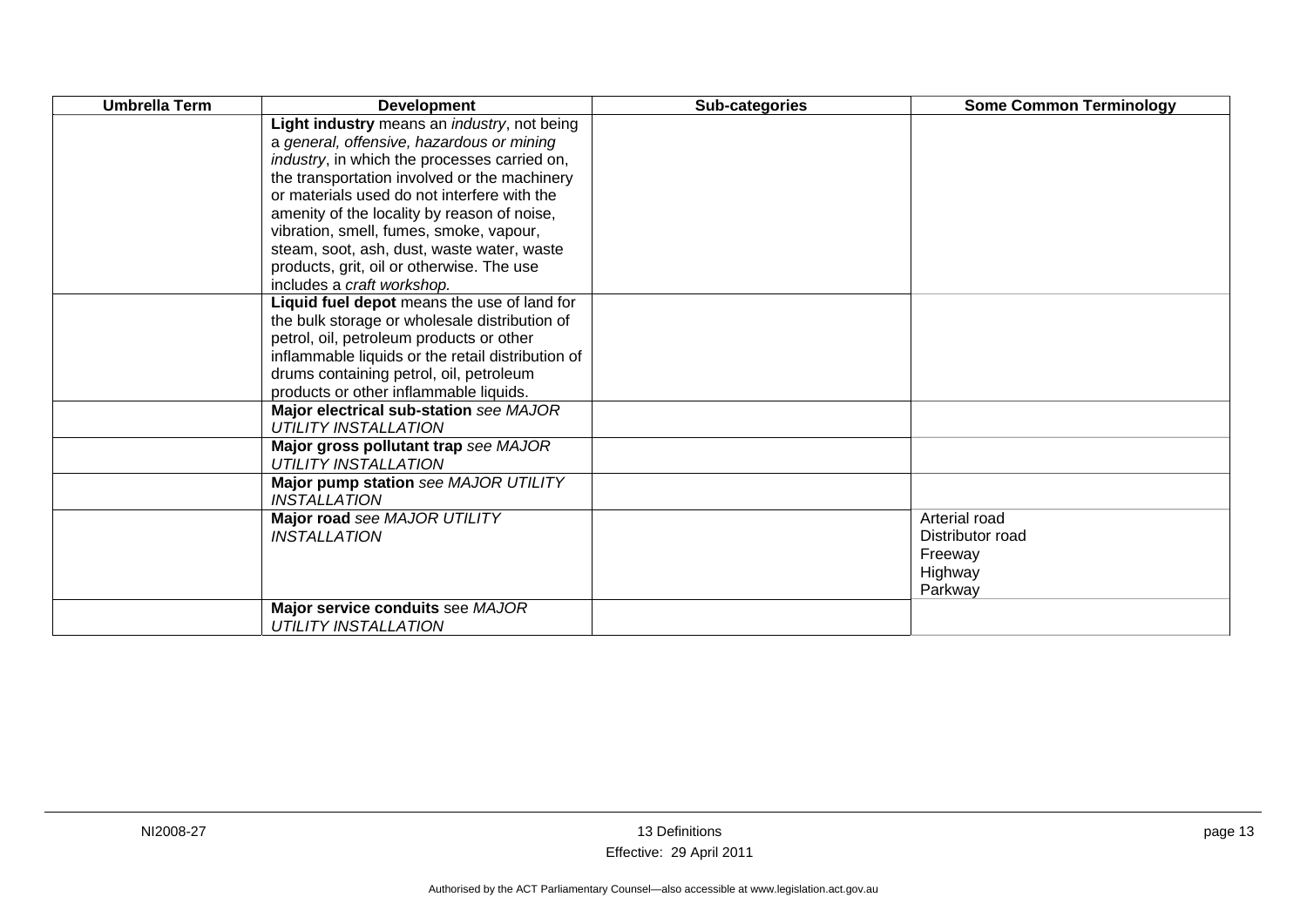| Umbrella Term | Development | Sub-categories | Some Common Terminology |
| --- | --- | --- | --- |
| | **Light industry** means an *industry*, not being a *general, offensive, hazardous or mining industry*, in which the processes carried on, the transportation involved or the machinery or materials used do not interfere with the amenity of the locality by reason of noise, vibration, smell, fumes, smoke, vapour, steam, soot, ash, dust, waste water, waste products, grit, oil or otherwise. The use includes a *craft workshop*. | | |
| | **Liquid fuel depot** means the use of land for the bulk storage or wholesale distribution of petrol, oil, petroleum products or other inflammable liquids or the retail distribution of drums containing petrol, oil, petroleum products or other inflammable liquids. | | |
| | **Major electrical sub-station** *see MAJOR UTILITY INSTALLATION* | | |
| | **Major gross pollutant trap** *see MAJOR UTILITY INSTALLATION* | | |
| | **Major pump station** *see MAJOR UTILITY INSTALLATION* | | |
| | **Major road** *see MAJOR UTILITY INSTALLATION* | | Arterial road<br>Distributor road<br>Freeway<br>Highway<br>Parkway |
| | **Major service conduits** see *MAJOR UTILITY INSTALLATION* | | |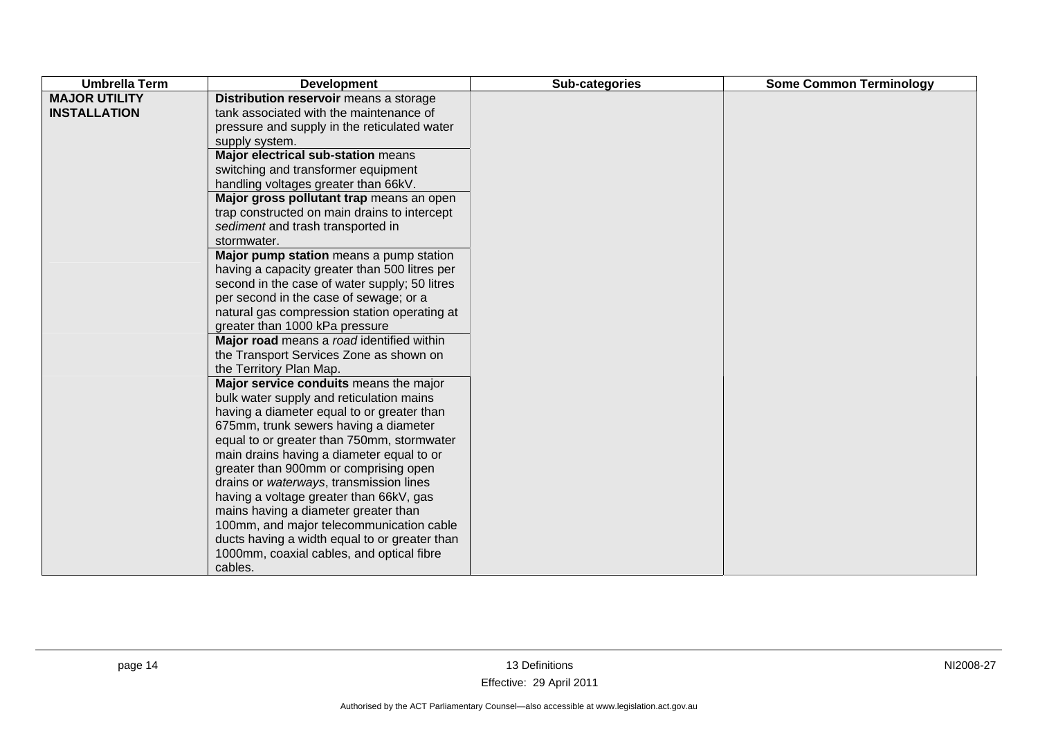| Umbrella Term | Development | Sub-categories | Some Common Terminology |
|---|---|---|---|
| **MAJOR UTILITY INSTALLATION** | **Distribution reservoir** means a storage tank associated with the maintenance of pressure and supply in the reticulated water supply system. | | |
| | **Major electrical sub-station** means switching and transformer equipment handling voltages greater than 66kV. | | |
| | **Major gross pollutant trap** means an open trap constructed on main drains to intercept *sediment* and trash transported in stormwater. | | |
| | **Major pump station** means a pump station having a capacity greater than 500 litres per second in the case of water supply; 50 litres per second in the case of sewage; or a natural gas compression station operating at greater than 1000 kPa pressure | | |
| | **Major road** means a *road* identified within the Transport Services Zone as shown on the Territory Plan Map. | | |
| | **Major service conduits** means the major bulk water supply and reticulation mains having a diameter equal to or greater than 675mm, trunk sewers having a diameter equal to or greater than 750mm, stormwater main drains having a diameter equal to or greater than 900mm or comprising open drains or *waterways*, transmission lines having a voltage greater than 66kV, gas mains having a diameter greater than 100mm, and major telecommunication cable ducts having a width equal to or greater than 1000mm, coaxial cables, and optical fibre cables. | | |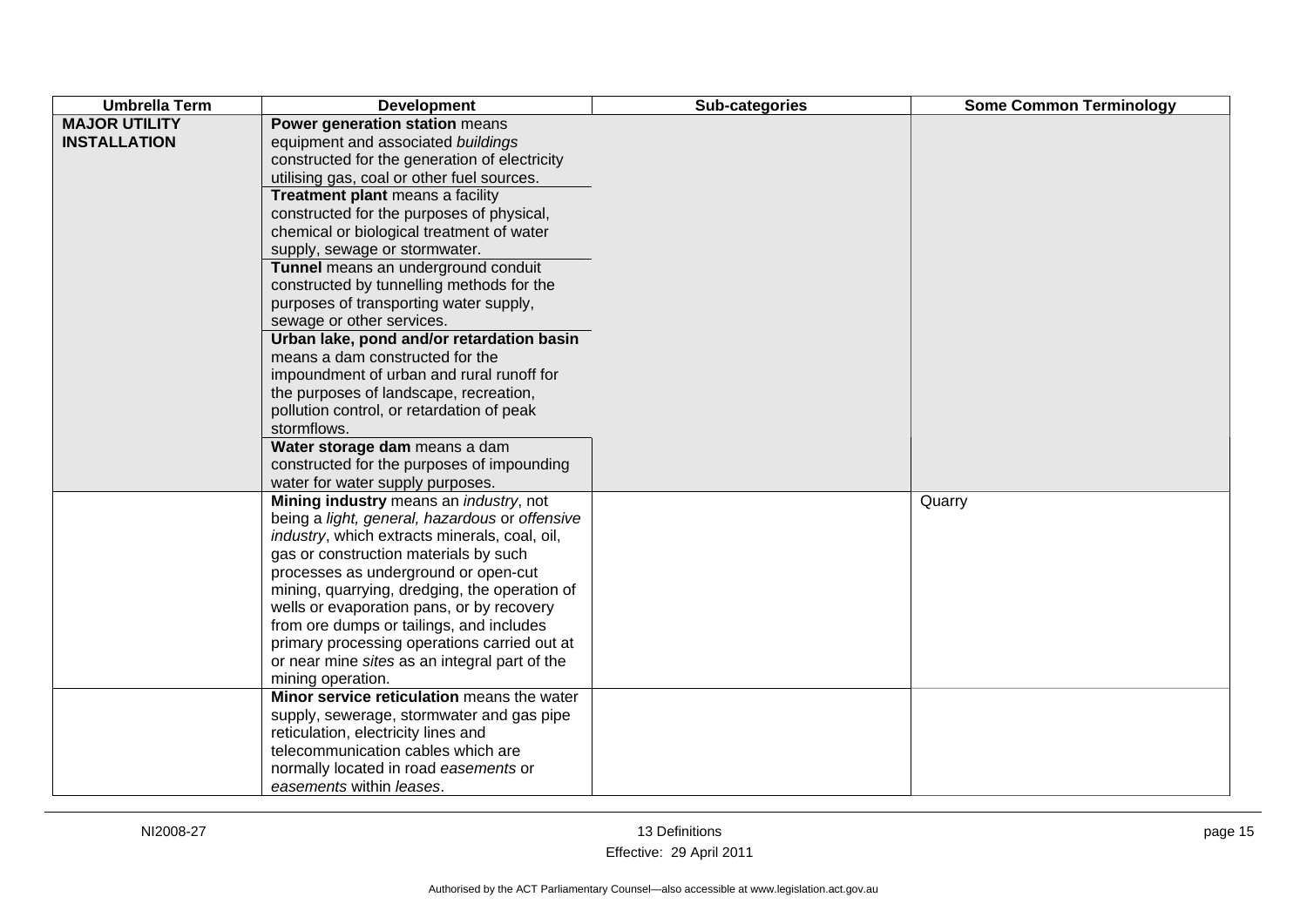| Umbrella Term | Development | Sub-categories | Some Common Terminology |
|---|---|---|---|
| **MAJOR UTILITY INSTALLATION** | **Power generation station** means equipment and associated *buildings* constructed for the generation of electricity utilising gas, coal or other fuel sources. | | |
| | **Treatment plant** means a facility constructed for the purposes of physical, chemical or biological treatment of water supply, sewage or stormwater. | | |
| | **Tunnel** means an underground conduit constructed by tunnelling methods for the purposes of transporting water supply, sewage or other services. | | |
| | **Urban lake, pond and/or retardation basin** means a dam constructed for the impoundment of urban and rural runoff for the purposes of landscape, recreation, pollution control, or retardation of peak stormflows. | | |
| | **Water storage dam** means a dam constructed for the purposes of impounding water for water supply purposes. | | |
| | **Mining industry** means an *industry*, not being a *light, general, hazardous* or *offensive industry*, which extracts minerals, coal, oil, gas or construction materials by such processes as underground or open-cut mining, quarrying, dredging, the operation of wells or evaporation pans, or by recovery from ore dumps or tailings, and includes primary processing operations carried out at or near mine *sites* as an integral part of the mining operation. | | Quarry |
| | **Minor service reticulation** means the water supply, sewerage, stormwater and gas pipe reticulation, electricity lines and telecommunication cables which are normally located in road *easements* or *easements* within *leases*. | | |

NI2008-27

13 Definitions

Effective: 29 April 2011

Authorised by the ACT Parliamentary Counsel—also accessible at www.legislation.act.gov.au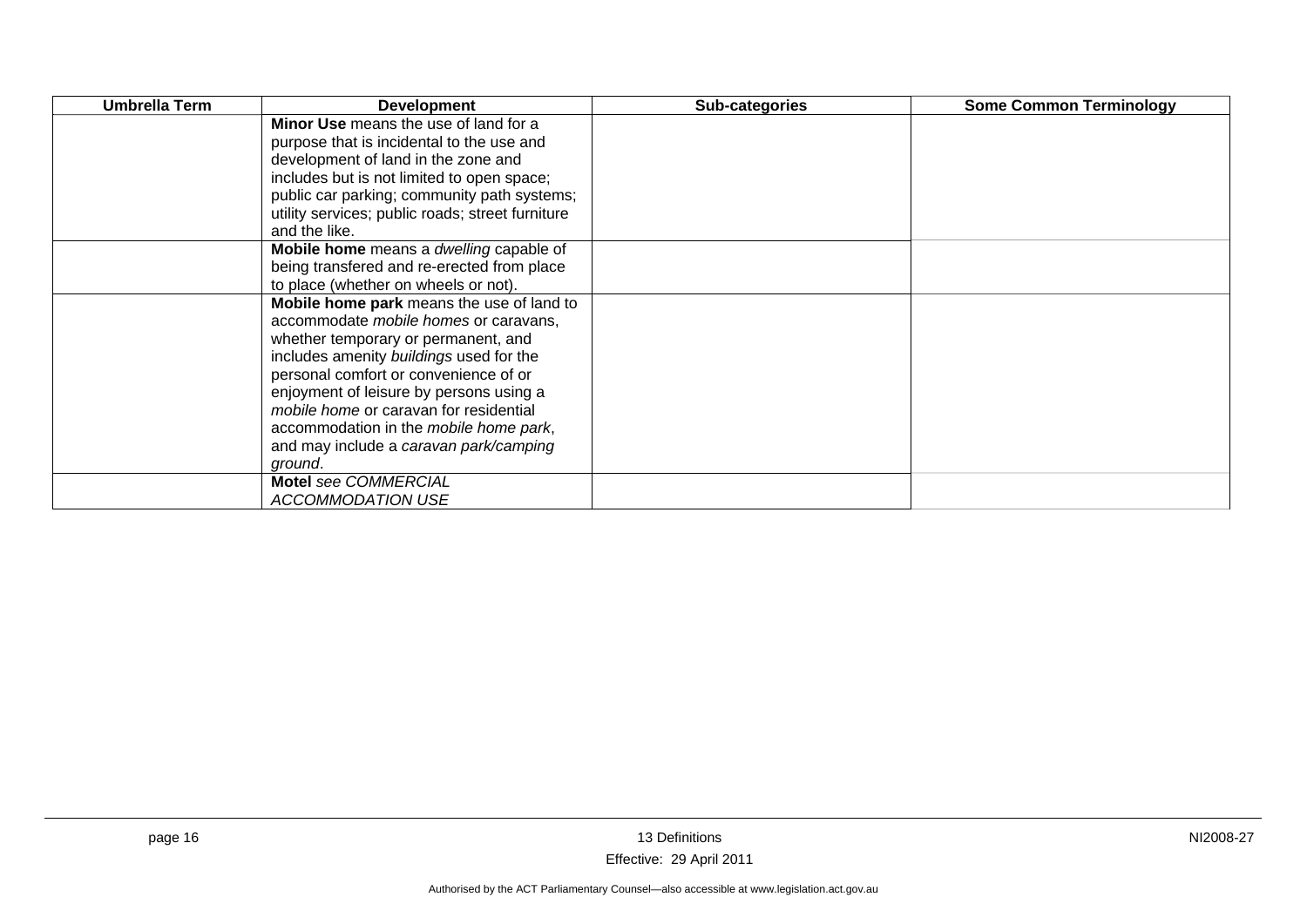| Umbrella Term | Development | Sub-categories | Some Common Terminology |
|---|---|---|---|
| | **Minor Use** means the use of land for a purpose that is incidental to the use and development of land in the zone and includes but is not limited to open space; public car parking; community path systems; utility services; public roads; street furniture and the like. | | |
| | **Mobile home** means a *dwelling* capable of being transfered and re-erected from place to place (whether on wheels or not). | | |
| | **Mobile home park** means the use of land to accommodate *mobile homes* or caravans, whether temporary or permanent, and includes amenity *buildings* used for the personal comfort or convenience of or enjoyment of leisure by persons using a *mobile home* or caravan for residential accommodation in the *mobile home park*, and may include a *caravan park/camping ground*. | | |
| | **Motel** *see COMMERCIAL ACCOMMODATION USE* | | |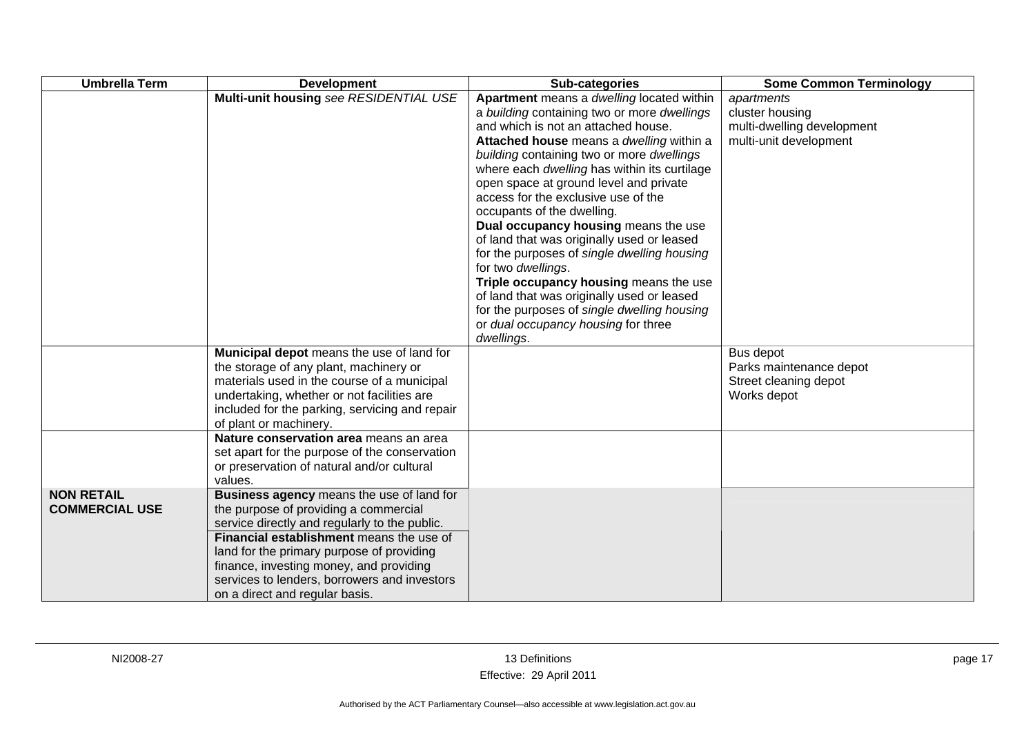| Umbrella Term | Development | Sub-categories | Some Common Terminology |
|---|---|---|---|
| | **Multi-unit housing** *see RESIDENTIAL USE* | **Apartment** means a *dwelling* located within a *building* containing two or more *dwellings* and which is not an attached house.<br>**Attached house** means a *dwelling* within a *building* containing two or more *dwellings* where each *dwelling* has within its curtilage open space at ground level and private access for the exclusive use of the occupants of the dwelling.<br>**Dual occupancy housing** means the use of land that was originally used or leased for the purposes of *single dwelling housing* for two *dwellings*.<br>**Triple occupancy housing** means the use of land that was originally used or leased for the purposes of *single dwelling housing* or *dual occupancy housing* for three *dwellings*. | *apartments*<br>cluster housing<br>multi-dwelling development<br>multi-unit development |
| | **Municipal depot** means the use of land for the storage of any plant, machinery or materials used in the course of a municipal undertaking, whether or not facilities are included for the parking, servicing and repair of plant or machinery. | | Bus depot<br>Parks maintenance depot<br>Street cleaning depot<br>Works depot |
| | **Nature conservation area** means an area set apart for the purpose of the conservation or preservation of natural and/or cultural values. | | |
| **NON RETAIL COMMERCIAL USE** | **Business agency** means the use of land for the purpose of providing a commercial service directly and regularly to the public. | | |
| | **Financial establishment** means the use of land for the primary purpose of providing finance, investing money, and providing services to lenders, borrowers and investors on a direct and regular basis. | | |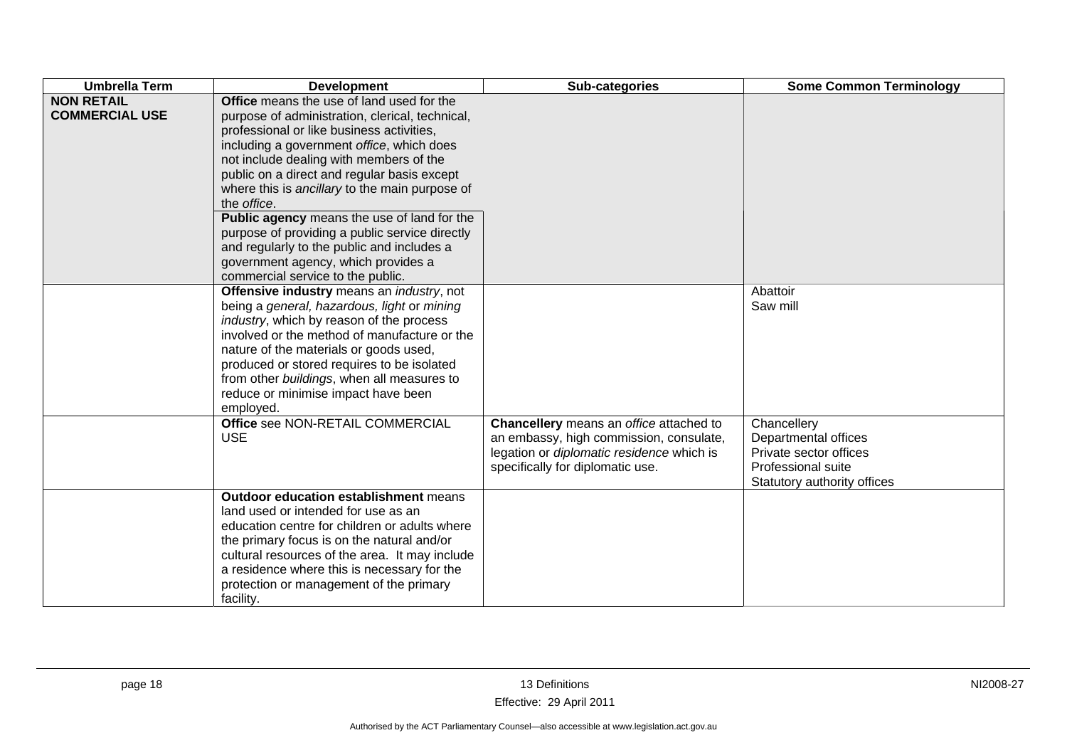| Umbrella Term | Development | Sub-categories | Some Common Terminology |
|---|---|---|---|
| **NON RETAIL COMMERCIAL USE** | **Office** means the use of land used for the purpose of administration, clerical, technical, professional or like business activities, including a government *office*, which does not include dealing with members of the public on a direct and regular basis except where this is *ancillary* to the main purpose of the *office*. | | |
| | **Public agency** means the use of land for the purpose of providing a public service directly and regularly to the public and includes a government agency, which provides a commercial service to the public. | | |
| | **Offensive industry** means an *industry*, not being a *general, hazardous, light* or *mining industry*, which by reason of the process involved or the method of manufacture or the nature of the materials or goods used, produced or stored requires to be isolated from other *buildings*, when all measures to reduce or minimise impact have been employed. | | Abattoir<br>Saw mill |
| | **Office** see NON-RETAIL COMMERCIAL USE | **Chancellery** means an *office* attached to an embassy, high commission, consulate, legation or *diplomatic residence* which is specifically for diplomatic use. | Chancellery<br>Departmental offices<br>Private sector offices<br>Professional suite<br>Statutory authority offices |
| | **Outdoor education establishment** means land used or intended for use as an education centre for children or adults where the primary focus is on the natural and/or cultural resources of the area. It may include a residence where this is necessary for the protection or management of the primary facility. | | |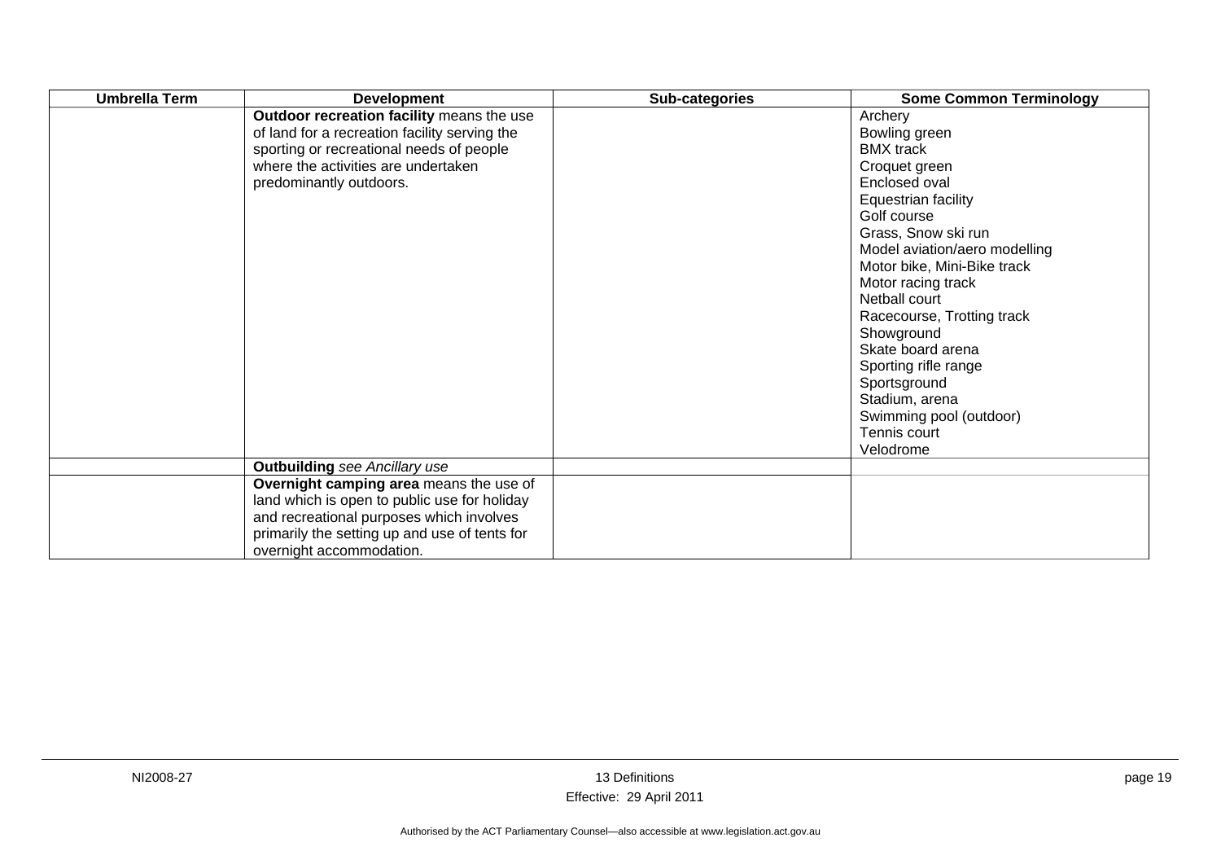| Umbrella Term | Development | Sub-categories | Some Common Terminology |
|---|---|---|---|
| | **Outdoor recreation facility** means the use of land for a recreation facility serving the sporting or recreational needs of people where the activities are undertaken predominantly outdoors. | | Archery<br>Bowling green<br>BMX track<br>Croquet green<br>Enclosed oval<br>Equestrian facility<br>Golf course<br>Grass, Snow ski run<br>Model aviation/aero modelling<br>Motor bike, Mini-Bike track<br>Motor racing track<br>Netball court<br>Racecourse, Trotting track<br>Showground<br>Skate board arena<br>Sporting rifle range<br>Sportsground<br>Stadium, arena<br>Swimming pool (outdoor)<br>Tennis court<br>Velodrome |
| | **Outbuilding** *see Ancillary use* | | |
| | **Overnight camping area** means the use of land which is open to public use for holiday and recreational purposes which involves primarily the setting up and use of tents for overnight accommodation. | | |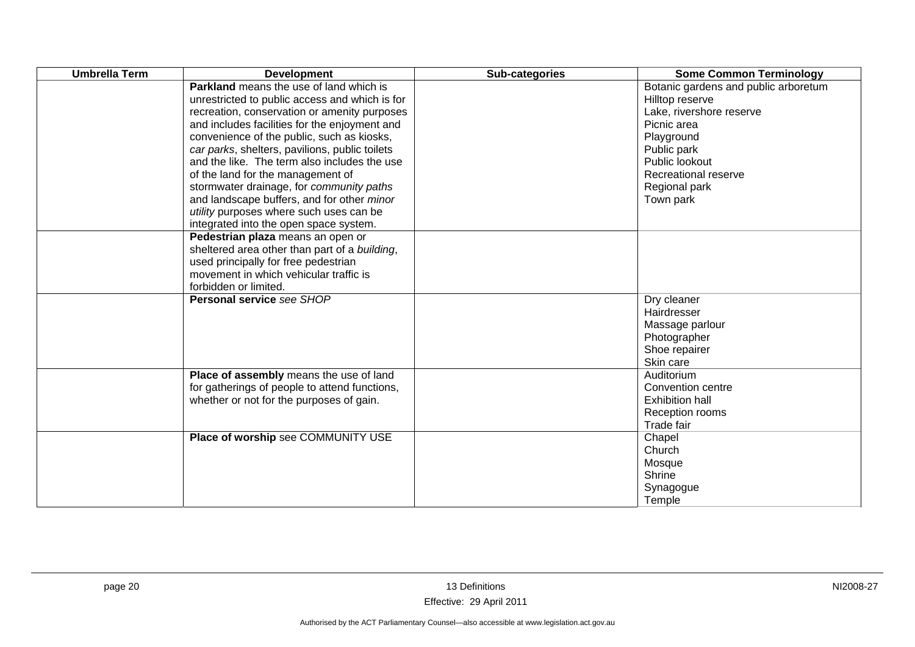| Umbrella Term | Development | Sub-categories | Some Common Terminology |
|---|---|---|---|
| | **Parkland** means the use of land which is unrestricted to public access and which is for recreation, conservation or amenity purposes and includes facilities for the enjoyment and convenience of the public, such as kiosks, *car parks*, shelters, pavilions, public toilets and the like. The term also includes the use of the land for the management of stormwater drainage, for *community paths* and landscape buffers, and for other *minor utility* purposes where such uses can be integrated into the open space system. | | Botanic gardens and public arboretum<br>Hilltop reserve<br>Lake, rivershore reserve<br>Picnic area<br>Playground<br>Public park<br>Public lookout<br>Recreational reserve<br>Regional park<br>Town park |
| | **Pedestrian plaza** means an open or sheltered area other than part of a *building*, used principally for free pedestrian movement in which vehicular traffic is forbidden or limited. | | |
| | **Personal service** *see SHOP* | | Dry cleaner<br>Hairdresser<br>Massage parlour<br>Photographer<br>Shoe repairer<br>Skin care |
| | **Place of assembly** means the use of land for gatherings of people to attend functions, whether or not for the purposes of gain. | | Auditorium<br>Convention centre<br>Exhibition hall<br>Reception rooms<br>Trade fair |
| | **Place of worship** see COMMUNITY USE | | Chapel<br>Church<br>Mosque<br>Shrine<br>Synagogue<br>Temple |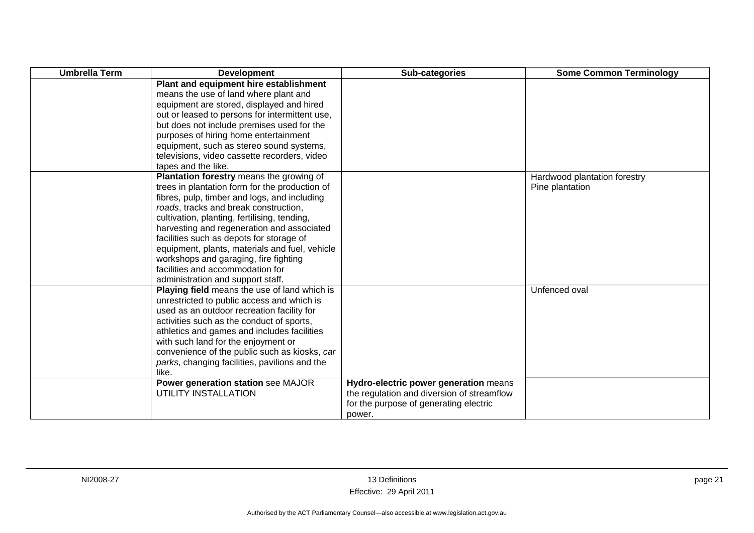| Umbrella Term | Development | Sub-categories | Some Common Terminology |
|---|---|---|---|
| | **Plant and equipment hire establishment** means the use of land where plant and equipment are stored, displayed and hired out or leased to persons for intermittent use, but does not include premises used for the purposes of hiring home entertainment equipment, such as stereo sound systems, televisions, video cassette recorders, video tapes and the like. | | |
| | **Plantation forestry** means the growing of trees in plantation form for the production of fibres, pulp, timber and logs, and including *roads*, tracks and break construction, cultivation, planting, fertilising, tending, harvesting and regeneration and associated facilities such as depots for storage of equipment, plants, materials and fuel, vehicle workshops and garaging, fire fighting facilities and accommodation for administration and support staff. | | Hardwood plantation forestry<br>Pine plantation |
| | **Playing field** means the use of land which is unrestricted to public access and which is used as an outdoor recreation facility for activities such as the conduct of sports, athletics and games and includes facilities with such land for the enjoyment or convenience of the public such as kiosks, *car parks*, changing facilities, pavilions and the like. | | Unfenced oval |
| | **Power generation station** see MAJOR UTILITY INSTALLATION | **Hydro-electric power generation** means the regulation and diversion of streamflow for the purpose of generating electric power. | |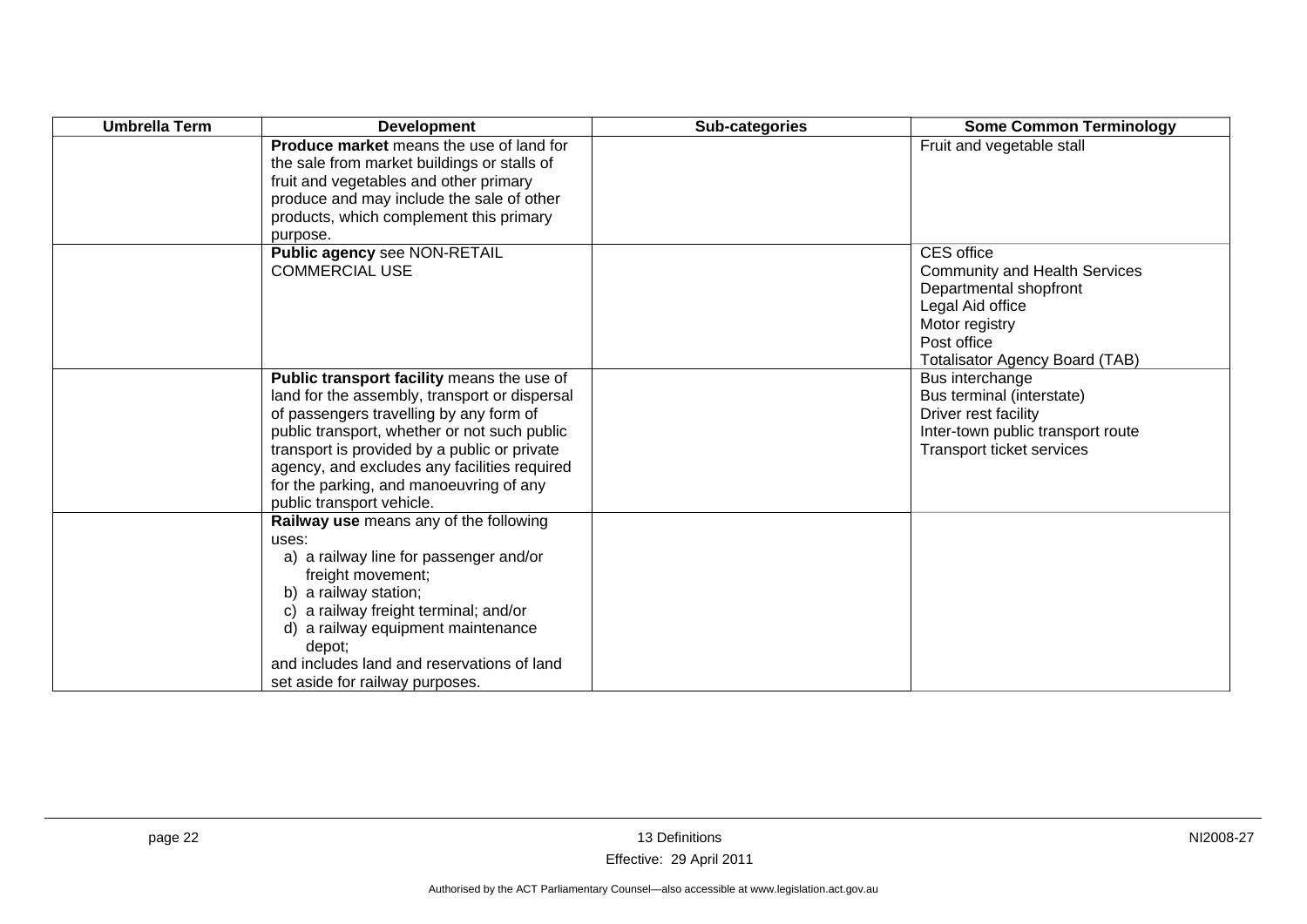| Umbrella Term | Development | Sub-categories | Some Common Terminology |
|---|---|---|---|
| | **Produce market** means the use of land for the sale from market buildings or stalls of fruit and vegetables and other primary produce and may include the sale of other products, which complement this primary purpose. | | Fruit and vegetable stall |
| | **Public agency** see NON-RETAIL COMMERCIAL USE | | CES office<br>Community and Health Services<br>Departmental shopfront<br>Legal Aid office<br>Motor registry<br>Post office<br>Totalisator Agency Board (TAB) |
| | **Public transport facility** means the use of land for the assembly, transport or dispersal of passengers travelling by any form of public transport, whether or not such public transport is provided by a public or private agency, and excludes any facilities required for the parking, and manoeuvring of any public transport vehicle. | | Bus interchange<br>Bus terminal (interstate)<br>Driver rest facility<br>Inter-town public transport route<br>Transport ticket services |
| | **Railway use** means any of the following uses:<br>a) a railway line for passenger and/or freight movement;<br>b) a railway station;<br>c) a railway freight terminal; and/or<br>d) a railway equipment maintenance depot;<br>and includes land and reservations of land set aside for railway purposes. | | |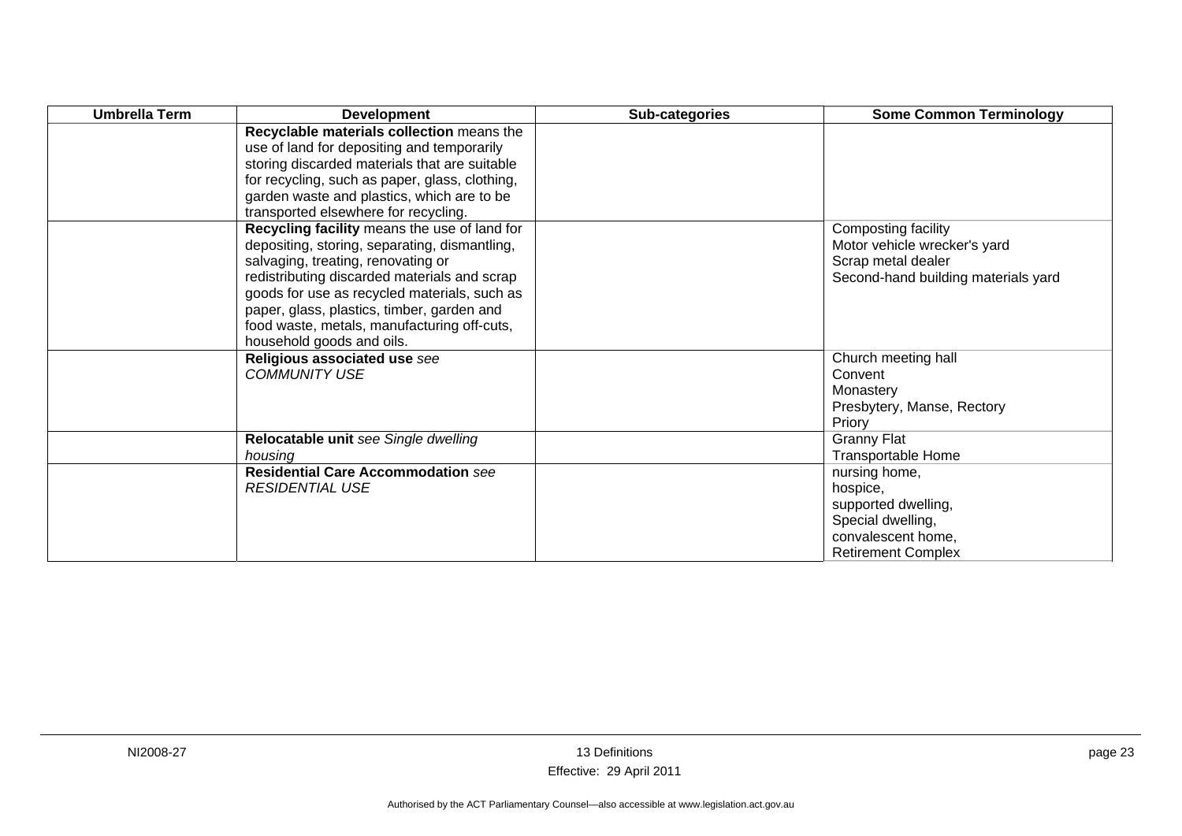| Umbrella Term | Development | Sub-categories | Some Common Terminology |
|---|---|---|---|
| | **Recyclable materials collection** means the use of land for depositing and temporarily storing discarded materials that are suitable for recycling, such as paper, glass, clothing, garden waste and plastics, which are to be transported elsewhere for recycling. | | |
| | **Recycling facility** means the use of land for depositing, storing, separating, dismantling, salvaging, treating, renovating or redistributing discarded materials and scrap goods for use as recycled materials, such as paper, glass, plastics, timber, garden and food waste, metals, manufacturing off-cuts, household goods and oils. | | Composting facility<br>Motor vehicle wrecker's yard<br>Scrap metal dealer<br>Second-hand building materials yard |
| | **Religious associated use** *see COMMUNITY USE* | | Church meeting hall<br>Convent<br>Monastery<br>Presbytery, Manse, Rectory<br>Priory |
| | **Relocatable unit** *see Single dwelling housing* | | Granny Flat<br>Transportable Home |
| | **Residential Care Accommodation** *see RESIDENTIAL USE* | | nursing home,<br>hospice,<br>supported dwelling,<br>Special dwelling,<br>convalescent home,<br>Retirement Complex |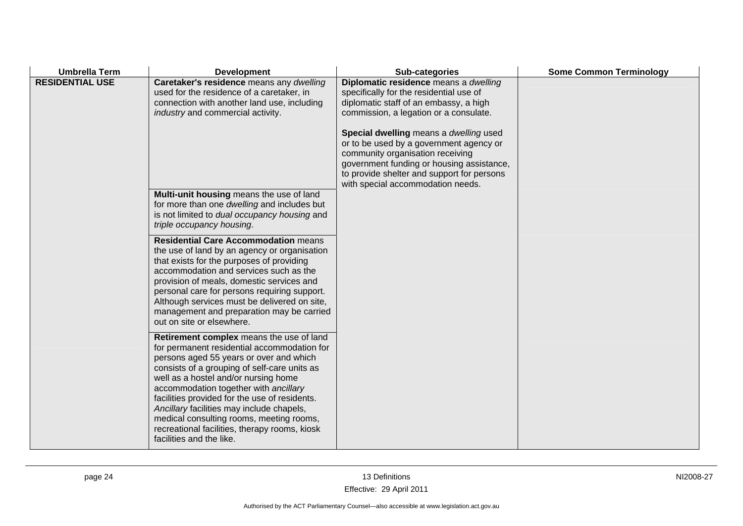| Umbrella Term | Development | Sub-categories | Some Common Terminology |
|---|---|---|---|
| **RESIDENTIAL USE** | **Caretaker's residence** means any *dwelling* used for the residence of a caretaker, in connection with another land use, including *industry* and commercial activity. | **Diplomatic residence** means a *dwelling* specifically for the residential use of diplomatic staff of an embassy, a high commission, a legation or a consulate.<br><br>**Special dwelling** means a *dwelling* used or to be used by a government agency or community organisation receiving government funding or housing assistance, to provide shelter and support for persons with special accommodation needs. | |
| | **Multi-unit housing** means the use of land for more than one *dwelling* and includes but is not limited to *dual occupancy housing* and *triple occupancy housing*. | | |
| | **Residential Care Accommodation** means the use of land by an agency or organisation that exists for the purposes of providing accommodation and services such as the provision of meals, domestic services and personal care for persons requiring support. Although services must be delivered on site, management and preparation may be carried out on site or elsewhere. | | |
| | **Retirement complex** means the use of land for permanent residential accommodation for persons aged 55 years or over and which consists of a grouping of self-care units as well as a hostel and/or nursing home accommodation together with *ancillary* facilities provided for the use of residents. *Ancillary* facilities may include chapels, medical consulting rooms, meeting rooms, recreational facilities, therapy rooms, kiosk facilities and the like. | | |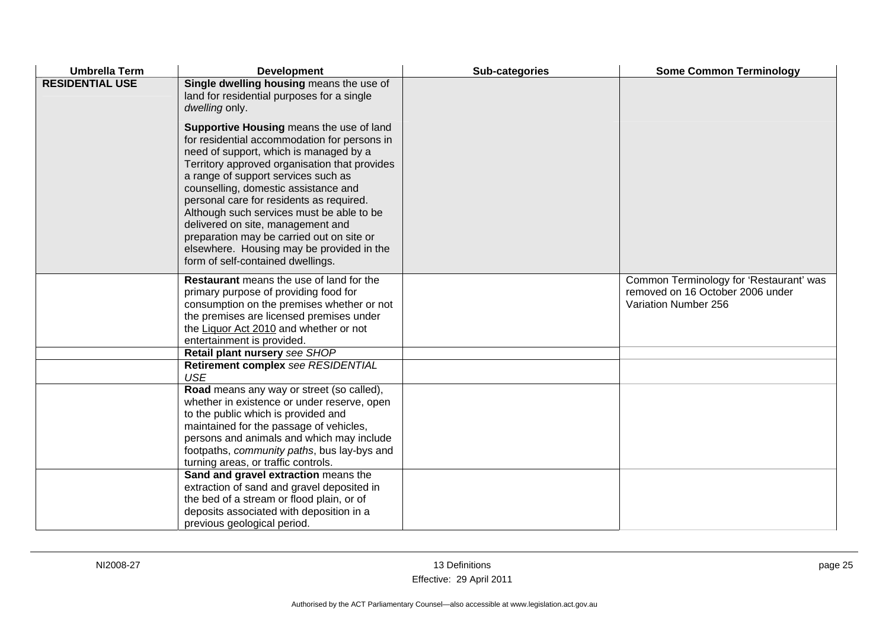| Umbrella Term | Development | Sub-categories | Some Common Terminology |
|---|---|---|---|
| **RESIDENTIAL USE** | **Single dwelling housing** means the use of land for residential purposes for a single *dwelling* only. | | |
| | **Supportive Housing** means the use of land for residential accommodation for persons in need of support, which is managed by a Territory approved organisation that provides a range of support services such as counselling, domestic assistance and personal care for residents as required. Although such services must be able to be delivered on site, management and preparation may be carried out on site or elsewhere. Housing may be provided in the form of self-contained dwellings. | | |
| | **Restaurant** means the use of land for the primary purpose of providing food for consumption on the premises whether or not the premises are licensed premises under the Liquor Act 2010 and whether or not entertainment is provided. | | Common Terminology for 'Restaurant' was removed on 16 October 2006 under Variation Number 256 |
| | **Retail plant nursery** *see SHOP* | | |
| | **Retirement complex** *see RESIDENTIAL USE* | | |
| | **Road** means any way or street (so called), whether in existence or under reserve, open to the public which is provided and maintained for the passage of vehicles, persons and animals and which may include footpaths, *community paths*, bus lay-bys and turning areas, or traffic controls. | | |
| | **Sand and gravel extraction** means the extraction of sand and gravel deposited in the bed of a stream or flood plain, or of deposits associated with deposition in a previous geological period. | | |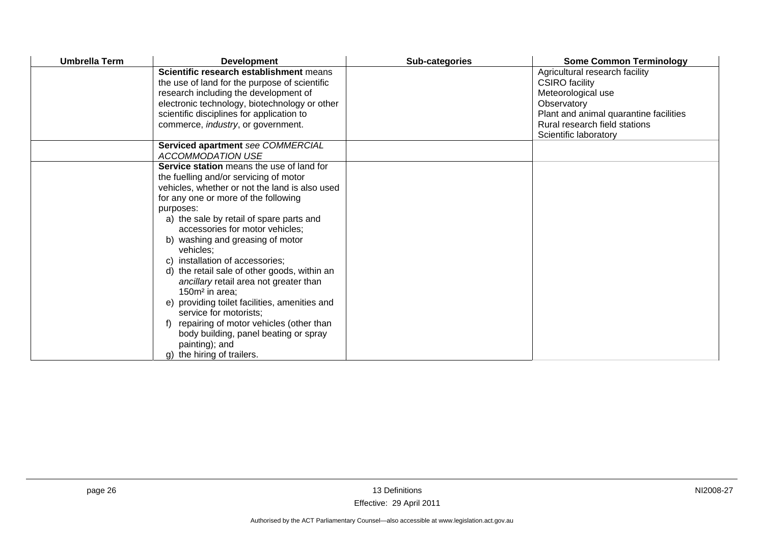| Umbrella Term | Development | Sub-categories | Some Common Terminology |
| --- | --- | --- | --- |
| | **Scientific research establishment** means the use of land for the purpose of scientific research including the development of electronic technology, biotechnology or other scientific disciplines for application to commerce, *industry*, or government. | | Agricultural research facility<br>CSIRO facility<br>Meteorological use<br>Observatory<br>Plant and animal quarantine facilities<br>Rural research field stations<br>Scientific laboratory |
| | **Serviced apartment** *see COMMERCIAL ACCOMMODATION USE* | | |
| | **Service station** means the use of land for the fuelling and/or servicing of motor vehicles, whether or not the land is also used for any one or more of the following purposes:<br>a) the sale by retail of spare parts and accessories for motor vehicles;<br>b) washing and greasing of motor vehicles;<br>c) installation of accessories;<br>d) the retail sale of other goods, within an *ancillary* retail area not greater than $150m^2$ in area;<br>e) providing toilet facilities, amenities and service for motorists;<br>f) repairing of motor vehicles (other than body building, panel beating or spray painting); and<br>g) the hiring of trailers. | | |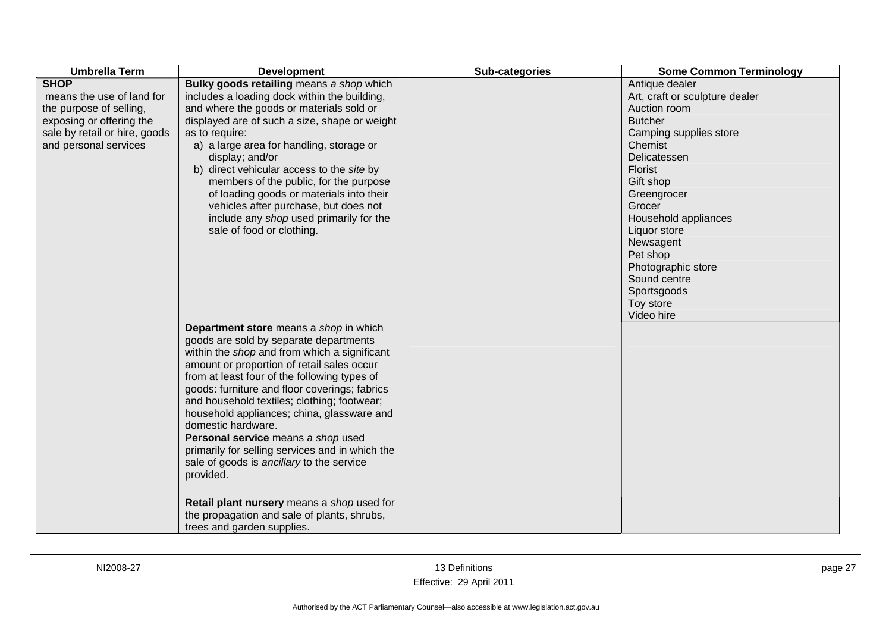| Umbrella Term | Development | Sub-categories | Some Common Terminology |
|---|---|---|---|
| **SHOP** means the use of land for the purpose of selling, exposing or offering the sale by retail or hire, goods and personal services | **Bulky goods retailing** means *a shop* which includes a loading dock within the building, and where the goods or materials sold or displayed are of such a size, shape or weight as to require: a) a large area for handling, storage or display; and/or b) direct vehicular access to the *site* by members of the public, for the purpose of loading goods or materials into their vehicles after purchase, but does not include any *shop* used primarily for the sale of food or clothing. | | Antique dealer<br>Art, craft or sculpture dealer<br>Auction room<br>Butcher<br>Camping supplies store<br>Chemist<br>Delicatessen<br>Florist<br>Gift shop<br>Greengrocer<br>Grocer<br>Household appliances<br>Liquor store<br>Newsagent<br>Pet shop<br>Photographic store<br>Sound centre<br>Sportsgoods<br>Toy store<br>Video hire |
| | **Department store** means a *shop* in which goods are sold by separate departments within the *shop* and from which a significant amount or proportion of retail sales occur from at least four of the following types of goods: furniture and floor coverings; fabrics and household textiles; clothing; footwear; household appliances; china, glassware and domestic hardware. | | |
| | **Personal service** means a *shop* used primarily for selling services and in which the sale of goods is *ancillary* to the service provided. | | |
| | **Retail plant nursery** means a *shop* used for the propagation and sale of plants, shrubs, trees and garden supplies. | | |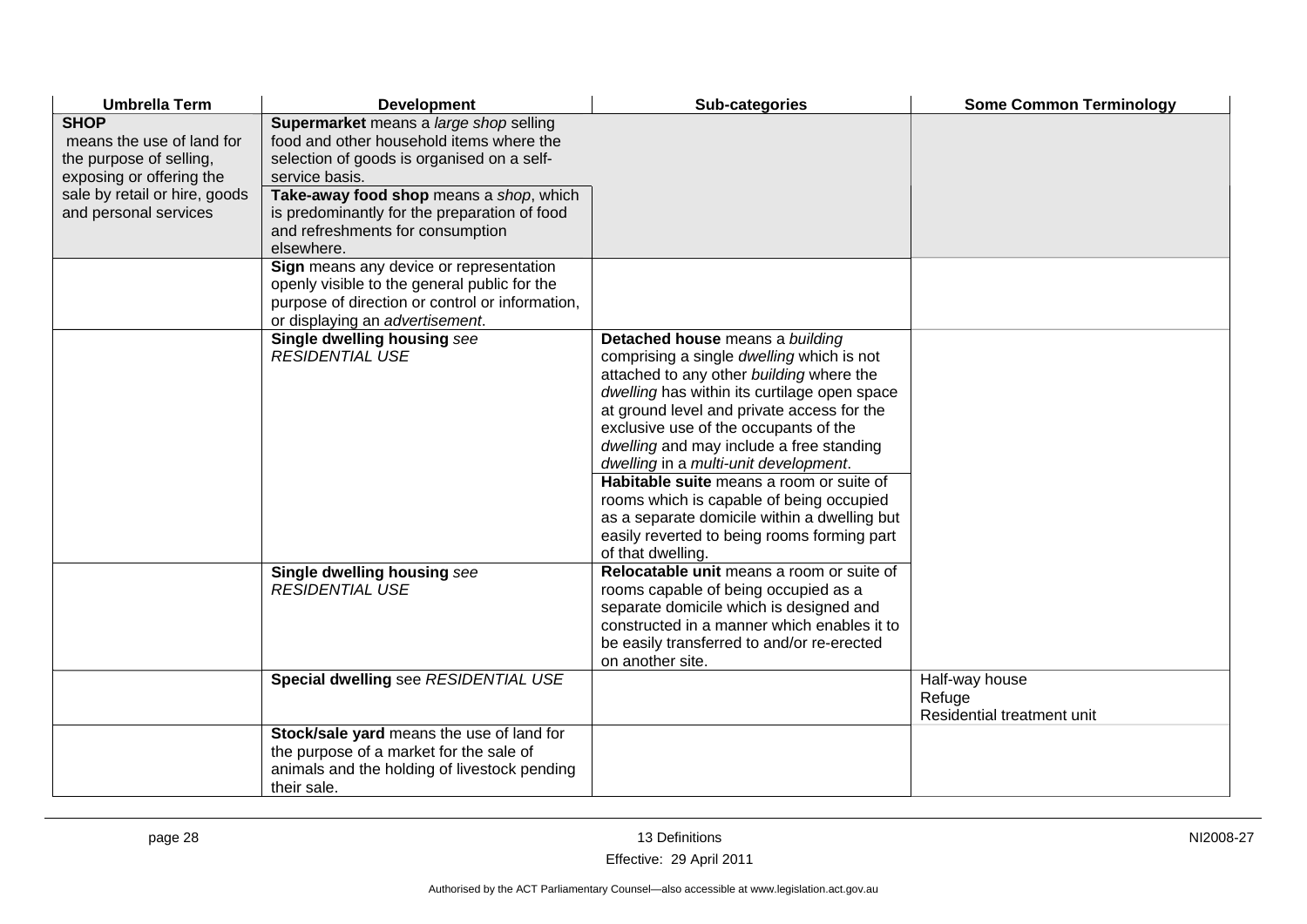| Umbrella Term | Development | Sub-categories | Some Common Terminology |
|---|---|---|---|
| **SHOP** means the use of land for the purpose of selling, exposing or offering the sale by retail or hire, goods and personal services | **Supermarket** means a *large shop* selling food and other household items where the selection of goods is organised on a self-service basis. | | |
| | **Take-away food shop** means a *shop*, which is predominantly for the preparation of food and refreshments for consumption elsewhere. | | |
| | **Sign** means any device or representation openly visible to the general public for the purpose of direction or control or information, or displaying an *advertisement*. | | |
| | **Single dwelling housing** see *RESIDENTIAL USE* | **Detached house** means a *building* comprising a single *dwelling* which is not attached to any other *building* where the *dwelling* has within its curtilage open space at ground level and private access for the exclusive use of the occupants of the *dwelling* and may include a free standing *dwelling* in a *multi-unit development*. | |
| | | **Habitable suite** means a room or suite of rooms which is capable of being occupied as a separate domicile within a dwelling but easily reverted to being rooms forming part of that dwelling. | |
| | **Single dwelling housing** see *RESIDENTIAL USE* | **Relocatable unit** means a room or suite of rooms capable of being occupied as a separate domicile which is designed and constructed in a manner which enables it to be easily transferred to and/or re-erected on another site. | |
| | **Special dwelling** see *RESIDENTIAL USE* | | Half-way house<br>Refuge<br>Residential treatment unit |
| | **Stock/sale yard** means the use of land for the purpose of a market for the sale of animals and the holding of livestock pending their sale. | | |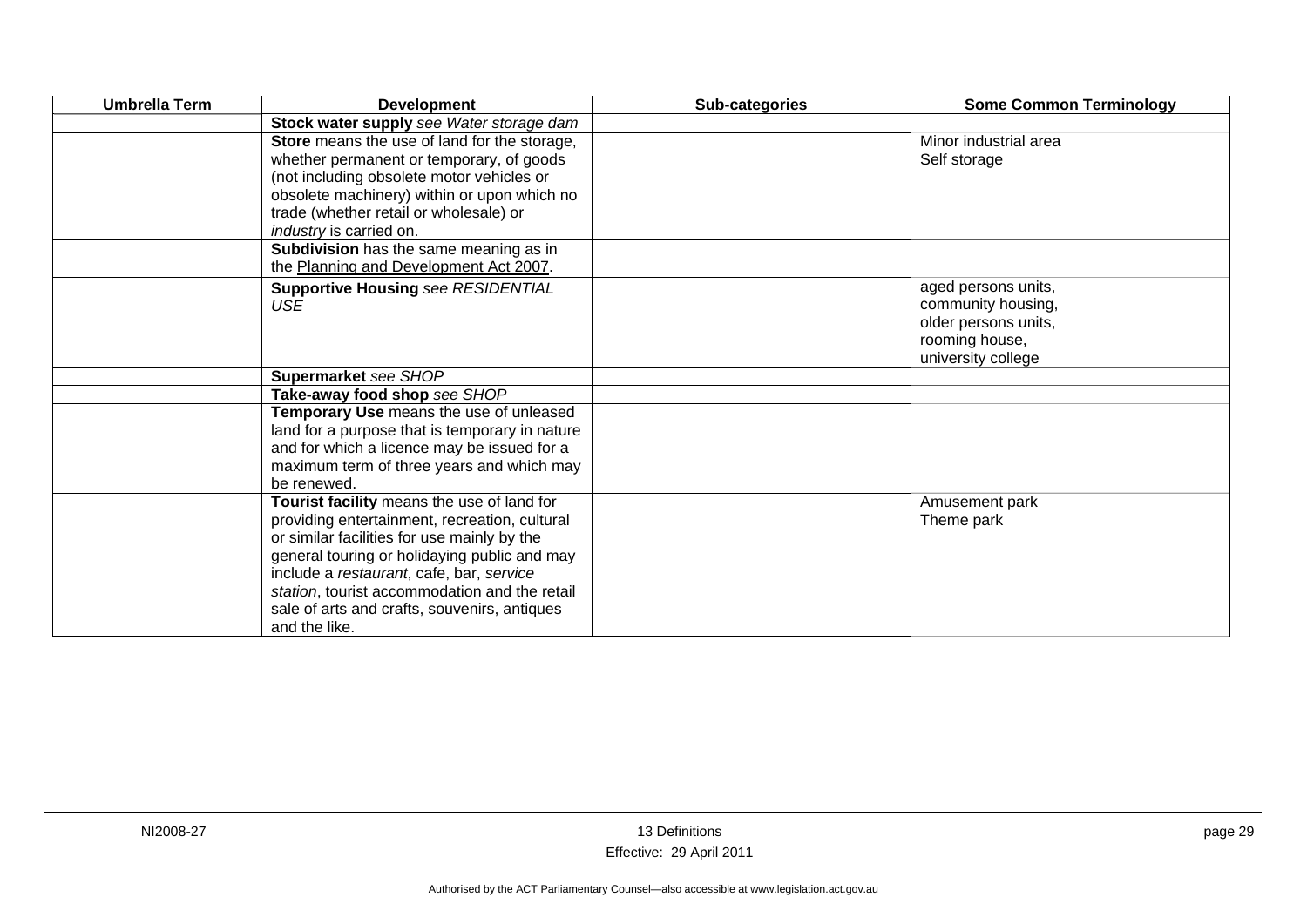| Umbrella Term | Development | Sub-categories | Some Common Terminology |
|---|---|---|---|
| | **Stock water supply** *see Water storage dam* | | |
| | **Store** means the use of land for the storage, whether permanent or temporary, of goods (not including obsolete motor vehicles or obsolete machinery) within or upon which no trade (whether retail or wholesale) or *industry* is carried on. | | Minor industrial area<br>Self storage |
| | **Subdivision** has the same meaning as in the Planning and Development Act 2007. | | |
| | **Supportive Housing** *see RESIDENTIAL USE* | | aged persons units,<br>community housing,<br>older persons units,<br>rooming house,<br>university college |
| | **Supermarket** *see SHOP* | | |
| | **Take-away food shop** *see SHOP* | | |
| | **Temporary Use** means the use of unleased land for a purpose that is temporary in nature and for which a licence may be issued for a maximum term of three years and which may be renewed. | | |
| | **Tourist facility** means the use of land for providing entertainment, recreation, cultural or similar facilities for use mainly by the general touring or holidaying public and may include a *restaurant*, cafe, bar, *service station*, tourist accommodation and the retail sale of arts and crafts, souvenirs, antiques and the like. | | Amusement park<br>Theme park |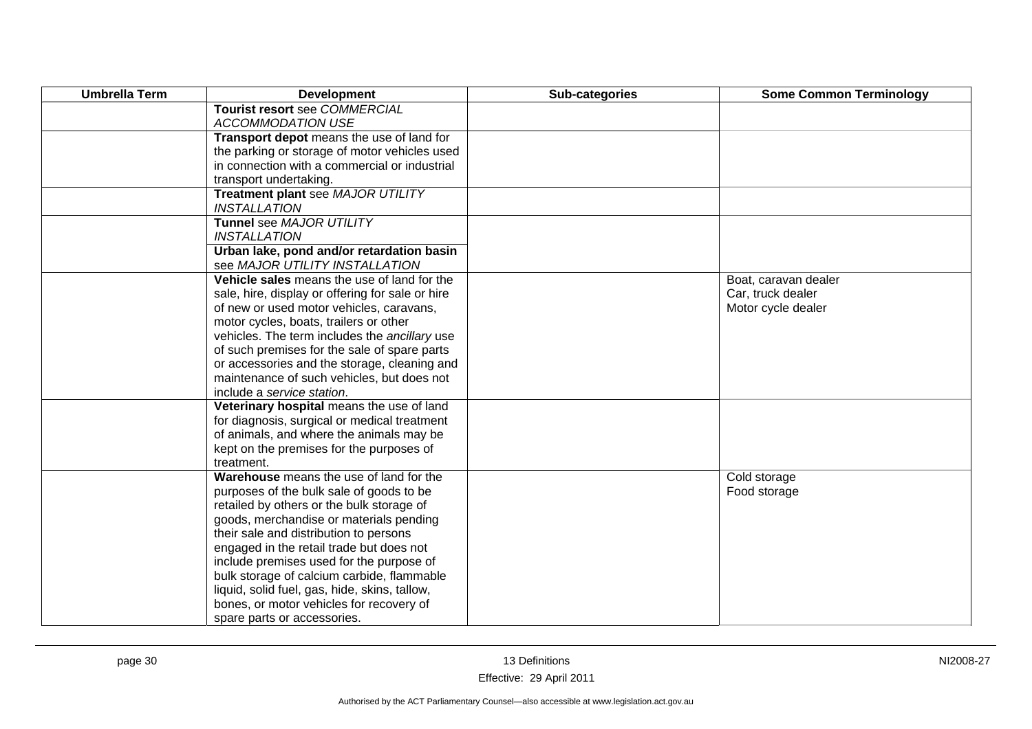| Umbrella Term | Development | Sub-categories | Some Common Terminology |
|---|---|---|---|
| | **Tourist resort** see *COMMERCIAL ACCOMMODATION USE* | | |
| | **Transport depot** means the use of land for the parking or storage of motor vehicles used in connection with a commercial or industrial transport undertaking. | | |
| | **Treatment plant** see *MAJOR UTILITY INSTALLATION* | | |
| | **Tunnel** see *MAJOR UTILITY INSTALLATION* | | |
| | **Urban lake, pond and/or retardation basin** see *MAJOR UTILITY INSTALLATION* | | |
| | **Vehicle sales** means the use of land for the sale, hire, display or offering for sale or hire of new or used motor vehicles, caravans, motor cycles, boats, trailers or other vehicles. The term includes the *ancillary* use of such premises for the sale of spare parts or accessories and the storage, cleaning and maintenance of such vehicles, but does not include a *service station*. | | Boat, caravan dealer<br>Car, truck dealer<br>Motor cycle dealer |
| | **Veterinary hospital** means the use of land for diagnosis, surgical or medical treatment of animals, and where the animals may be kept on the premises for the purposes of treatment. | | |
| | **Warehouse** means the use of land for the purposes of the bulk sale of goods to be retailed by others or the bulk storage of goods, merchandise or materials pending their sale and distribution to persons engaged in the retail trade but does not include premises used for the purpose of bulk storage of calcium carbide, flammable liquid, solid fuel, gas, hide, skins, tallow, bones, or motor vehicles for recovery of spare parts or accessories. | | Cold storage<br>Food storage |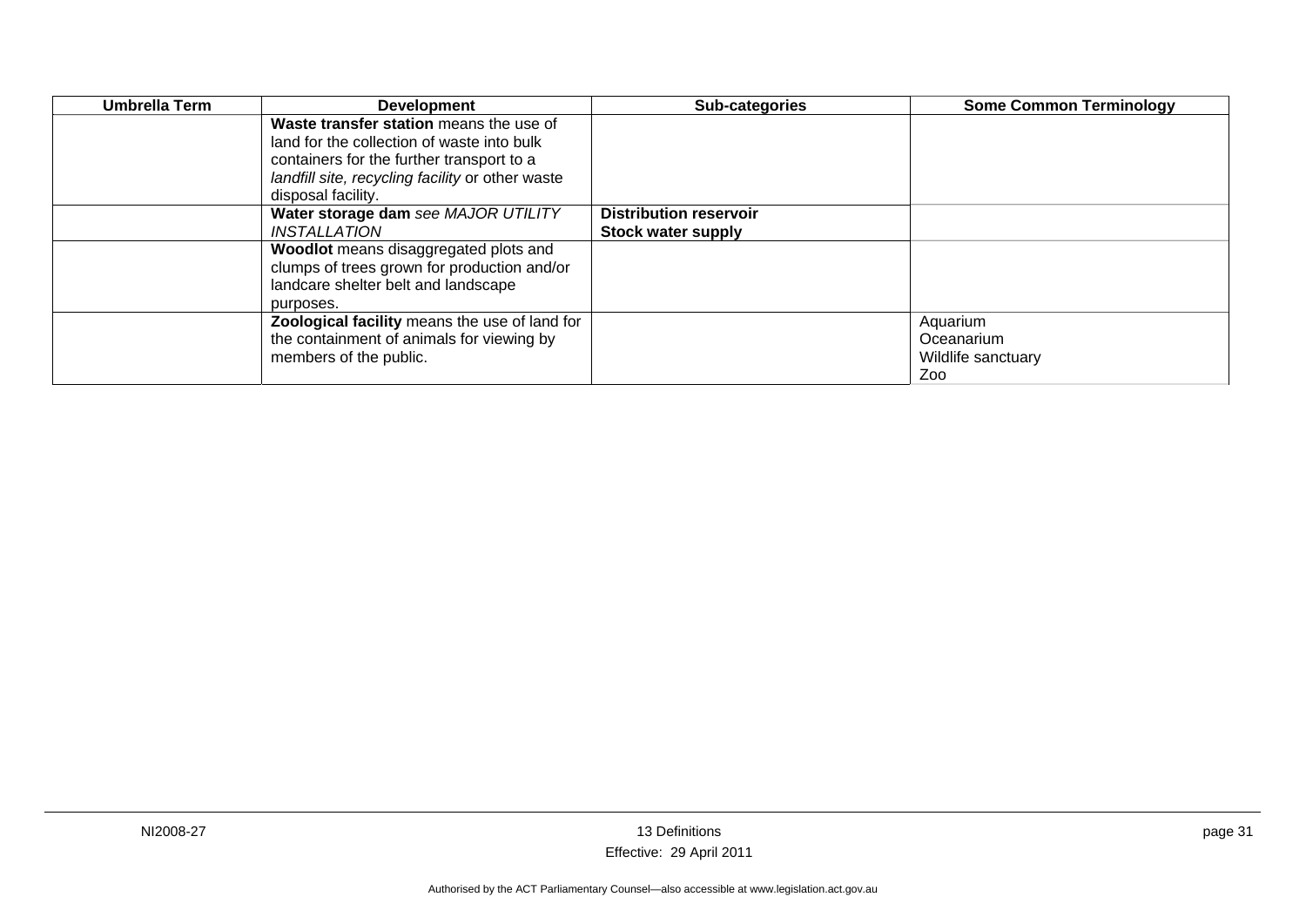| Umbrella Term | Development | Sub-categories | Some Common Terminology |
|---|---|---|---|
| | **Waste transfer station** means the use of land for the collection of waste into bulk containers for the further transport to a *landfill site, recycling facility* or other waste disposal facility. | | |
| | **Water storage dam** *see MAJOR UTILITY INSTALLATION* | **Distribution reservoir**<br>**Stock water supply** | |
| | **Woodlot** means disaggregated plots and clumps of trees grown for production and/or landcare shelter belt and landscape purposes. | | |
| | **Zoological facility** means the use of land for the containment of animals for viewing by members of the public. | | Aquarium<br>Oceanarium<br>Wildlife sanctuary<br>Zoo |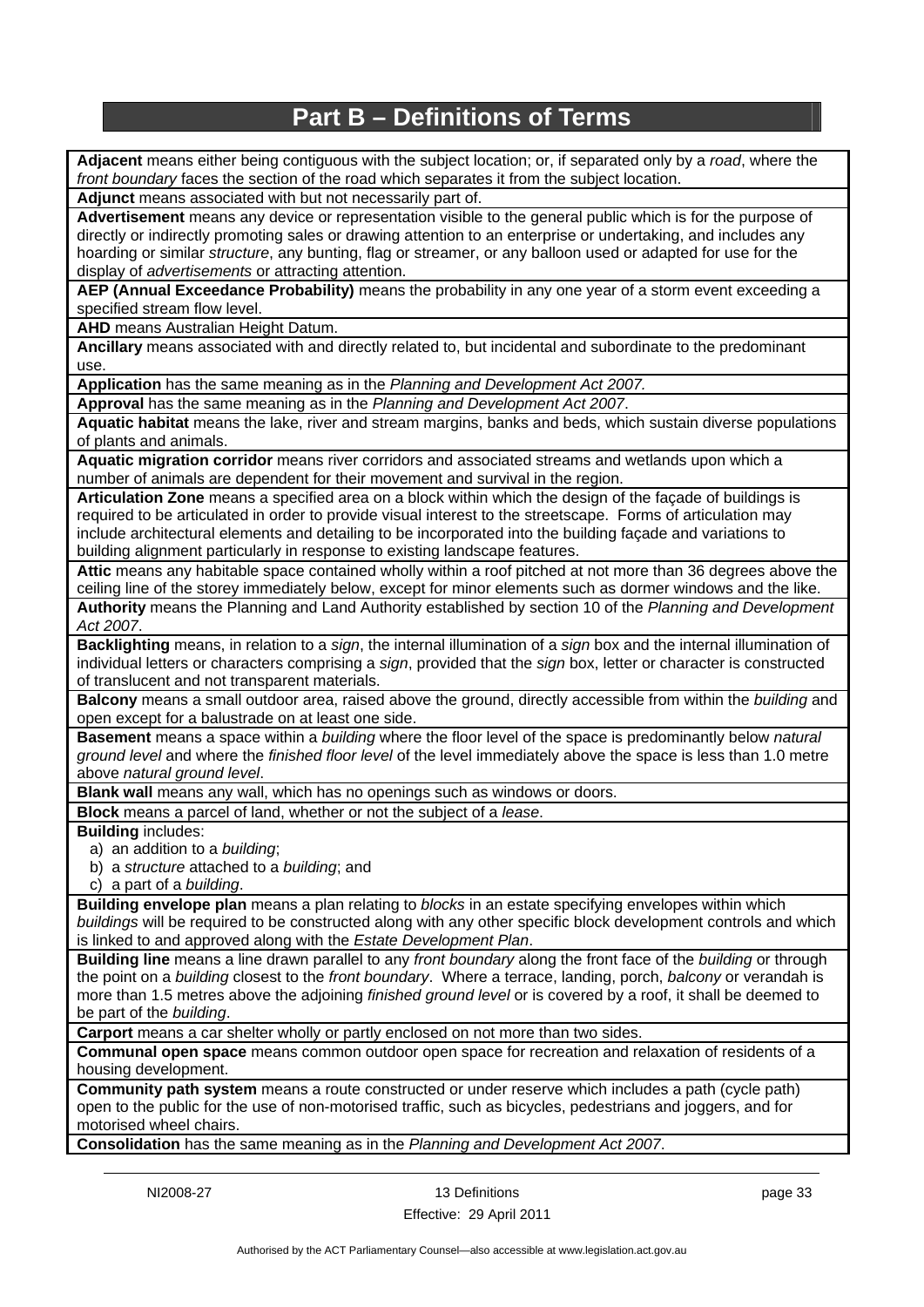# Part B – Definitions of Terms

**Adjacent** means either being contiguous with the subject location; or, if separated only by a *road*, where the *front boundary* faces the section of the road which separates it from the subject location.

**Adjunct** means associated with but not necessarily part of.

**Advertisement** means any device or representation visible to the general public which is for the purpose of directly or indirectly promoting sales or drawing attention to an enterprise or undertaking, and includes any hoarding or similar *structure*, any bunting, flag or streamer, or any balloon used or adapted for use for the display of *advertisements* or attracting attention.

**AEP (Annual Exceedance Probability)** means the probability in any one year of a storm event exceeding a specified stream flow level.

**AHD** means Australian Height Datum.

**Ancillary** means associated with and directly related to, but incidental and subordinate to the predominant use.

**Application** has the same meaning as in the *Planning and Development Act 2007.*

**Approval** has the same meaning as in the *Planning and Development Act 2007*.

**Aquatic habitat** means the lake, river and stream margins, banks and beds, which sustain diverse populations of plants and animals.

**Aquatic migration corridor** means river corridors and associated streams and wetlands upon which a number of animals are dependent for their movement and survival in the region.

**Articulation Zone** means a specified area on a block within which the design of the façade of buildings is required to be articulated in order to provide visual interest to the streetscape. Forms of articulation may include architectural elements and detailing to be incorporated into the building façade and variations to building alignment particularly in response to existing landscape features.

**Attic** means any habitable space contained wholly within a roof pitched at not more than 36 degrees above the ceiling line of the storey immediately below, except for minor elements such as dormer windows and the like.

**Authority** means the Planning and Land Authority established by section 10 of the *Planning and Development Act 2007*.

**Backlighting** means, in relation to a *sign*, the internal illumination of a *sign* box and the internal illumination of individual letters or characters comprising a *sign*, provided that the *sign* box, letter or character is constructed of translucent and not transparent materials.

**Balcony** means a small outdoor area, raised above the ground, directly accessible from within the *building* and open except for a balustrade on at least one side.

**Basement** means a space within a *building* where the floor level of the space is predominantly below *natural ground level* and where the *finished floor level* of the level immediately above the space is less than 1.0 metre above *natural ground level*.

**Blank wall** means any wall, which has no openings such as windows or doors.

**Block** means a parcel of land, whether or not the subject of a *lease*.

**Building** includes:

a) an addition to a *building*;
b) a *structure* attached to a *building*; and
c) a part of a *building*.

**Building envelope plan** means a plan relating to *blocks* in an estate specifying envelopes within which *buildings* will be required to be constructed along with any other specific block development controls and which is linked to and approved along with the *Estate Development Plan*.

**Building line** means a line drawn parallel to any *front boundary* along the front face of the *building* or through the point on a *building* closest to the *front boundary*. Where a terrace, landing, porch, *balcony* or verandah is more than 1.5 metres above the adjoining *finished ground level* or is covered by a roof, it shall be deemed to be part of the *building*.

**Carport** means a car shelter wholly or partly enclosed on not more than two sides.

**Communal open space** means common outdoor open space for recreation and relaxation of residents of a housing development.

**Community path system** means a route constructed or under reserve which includes a path (cycle path) open to the public for the use of non-motorised traffic, such as bicycles, pedestrians and joggers, and for motorised wheel chairs.

**Consolidation** has the same meaning as in the *Planning and Development Act 2007*.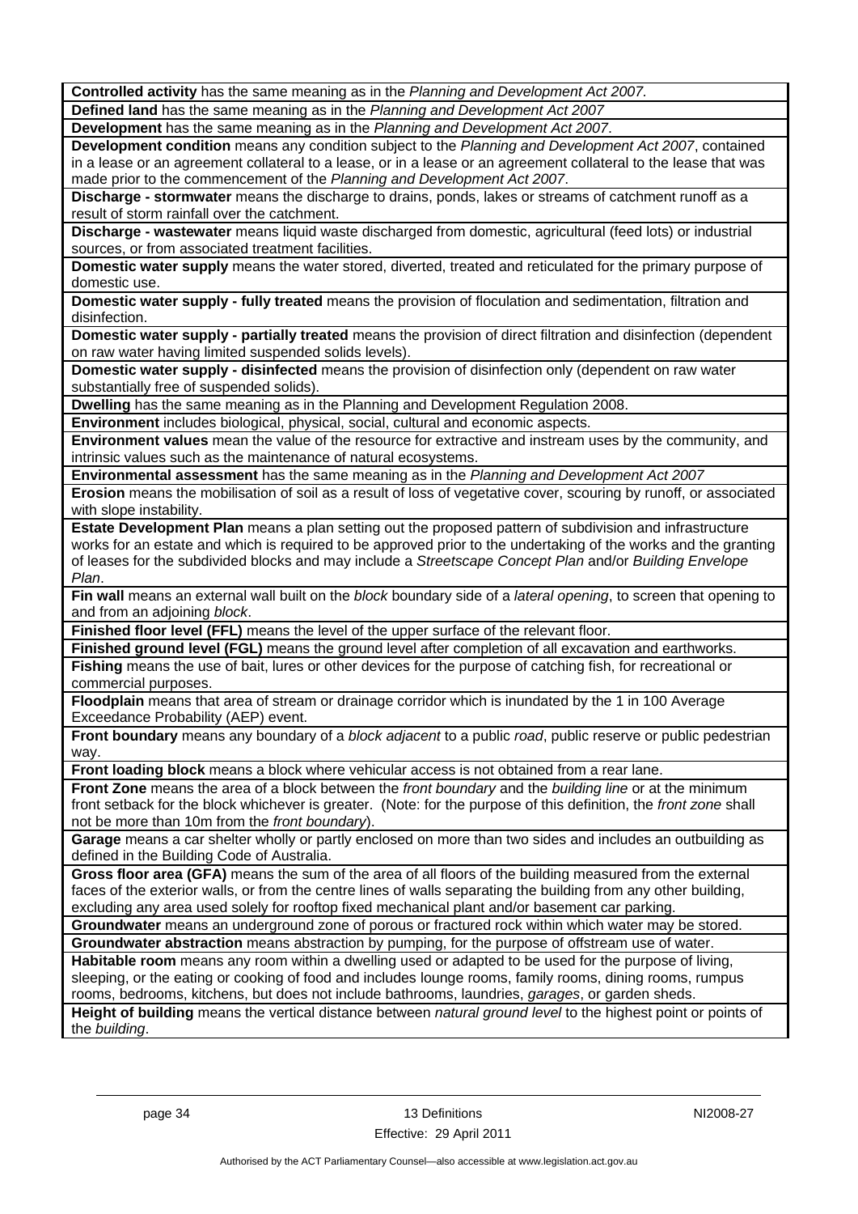| |
|---|
| **Controlled activity** has the same meaning as in the *Planning and Development Act 2007*. |
| **Defined land** has the same meaning as in the *Planning and Development Act 2007* |
| **Development** has the same meaning as in the *Planning and Development Act 2007*. |
| **Development condition** means any condition subject to the *Planning and Development Act 2007*, contained in a lease or an agreement collateral to a lease, or in a lease or an agreement collateral to the lease that was made prior to the commencement of the *Planning and Development Act 2007*. |
| **Discharge - stormwater** means the discharge to drains, ponds, lakes or streams of catchment runoff as a result of storm rainfall over the catchment. |
| **Discharge - wastewater** means liquid waste discharged from domestic, agricultural (feed lots) or industrial sources, or from associated treatment facilities. |
| **Domestic water supply** means the water stored, diverted, treated and reticulated for the primary purpose of domestic use. |
| **Domestic water supply - fully treated** means the provision of floculation and sedimentation, filtration and disinfection. |
| **Domestic water supply - partially treated** means the provision of direct filtration and disinfection (dependent on raw water having limited suspended solids levels). |
| **Domestic water supply - disinfected** means the provision of disinfection only (dependent on raw water substantially free of suspended solids). |
| **Dwelling** has the same meaning as in the Planning and Development Regulation 2008. |
| **Environment** includes biological, physical, social, cultural and economic aspects. |
| **Environment values** mean the value of the resource for extractive and instream uses by the community, and intrinsic values such as the maintenance of natural ecosystems. |
| **Environmental assessment** has the same meaning as in the *Planning and Development Act 2007* |
| **Erosion** means the mobilisation of soil as a result of loss of vegetative cover, scouring by runoff, or associated with slope instability. |
| **Estate Development Plan** means a plan setting out the proposed pattern of subdivision and infrastructure works for an estate and which is required to be approved prior to the undertaking of the works and the granting of leases for the subdivided blocks and may include a *Streetscape Concept Plan* and/or *Building Envelope Plan*. |
| **Fin wall** means an external wall built on the *block* boundary side of a *lateral opening*, to screen that opening to and from an adjoining *block*. |
| **Finished floor level (FFL)** means the level of the upper surface of the relevant floor. |
| **Finished ground level (FGL)** means the ground level after completion of all excavation and earthworks. |
| **Fishing** means the use of bait, lures or other devices for the purpose of catching fish, for recreational or commercial purposes. |
| **Floodplain** means that area of stream or drainage corridor which is inundated by the 1 in 100 Average Exceedance Probability (AEP) event. |
| **Front boundary** means any boundary of a *block adjacent* to a public *road*, public reserve or public pedestrian way. |
| **Front loading block** means a block where vehicular access is not obtained from a rear lane. |
| **Front Zone** means the area of a block between the *front boundary* and the *building line* or at the minimum front setback for the block whichever is greater. (Note: for the purpose of this definition, the *front zone* shall not be more than 10m from the *front boundary*). |
| **Garage** means a car shelter wholly or partly enclosed on more than two sides and includes an outbuilding as defined in the Building Code of Australia. |
| **Gross floor area (GFA)** means the sum of the area of all floors of the building measured from the external faces of the exterior walls, or from the centre lines of walls separating the building from any other building, excluding any area used solely for rooftop fixed mechanical plant and/or basement car parking. |
| **Groundwater** means an underground zone of porous or fractured rock within which water may be stored. |
| **Groundwater abstraction** means abstraction by pumping, for the purpose of offstream use of water. |
| **Habitable room** means any room within a dwelling used or adapted to be used for the purpose of living, sleeping, or the eating or cooking of food and includes lounge rooms, family rooms, dining rooms, rumpus rooms, bedrooms, kitchens, but does not include bathrooms, laundries, *garages*, or garden sheds. |
| **Height of building** means the vertical distance between *natural ground level* to the highest point or points of the *building*. |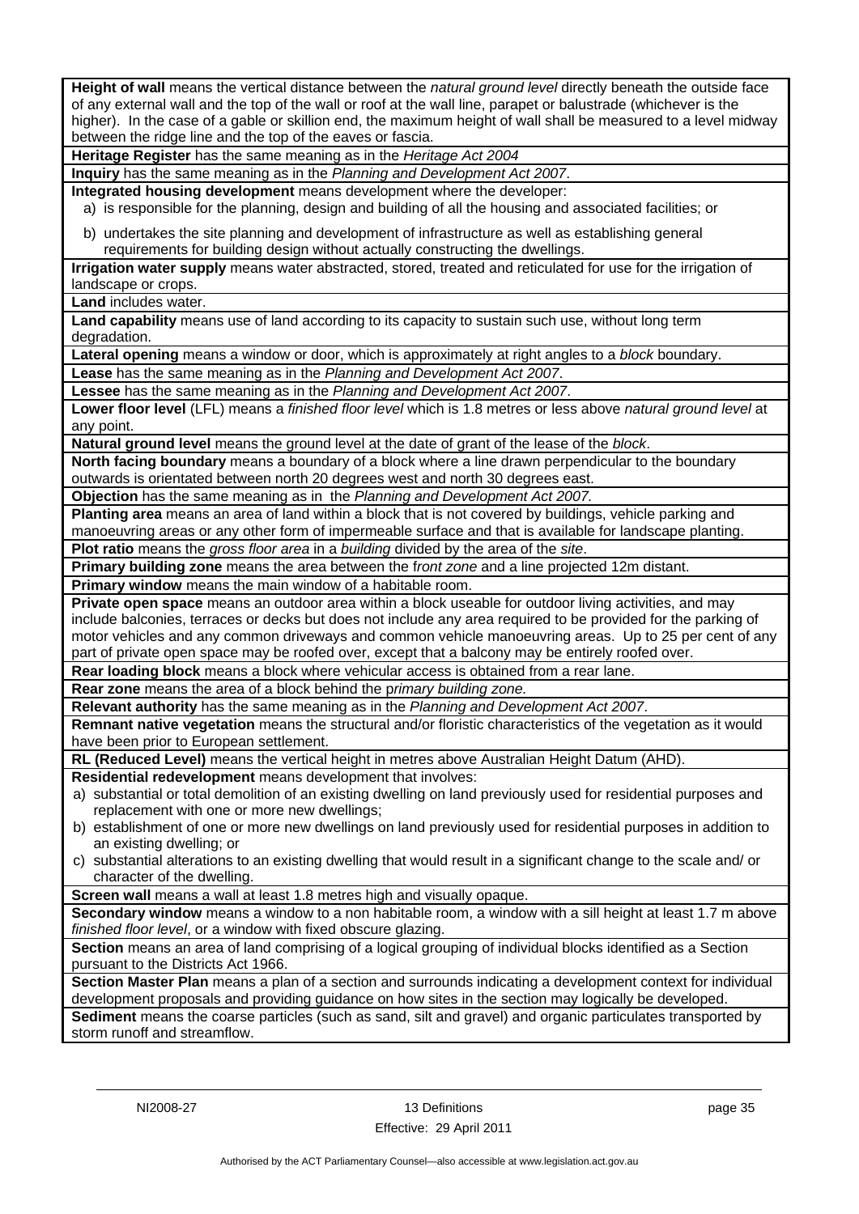**Height of wall** means the vertical distance between the *natural ground level* directly beneath the outside face of any external wall and the top of the wall or roof at the wall line, parapet or balustrade (whichever is the higher). In the case of a gable or skillion end, the maximum height of wall shall be measured to a level midway between the ridge line and the top of the eaves or fascia.

**Heritage Register** has the same meaning as in the *Heritage Act 2004*

**Inquiry** has the same meaning as in the *Planning and Development Act 2007*.

**Integrated housing development** means development where the developer:

a) is responsible for the planning, design and building of all the housing and associated facilities; or

b) undertakes the site planning and development of infrastructure as well as establishing general requirements for building design without actually constructing the dwellings.

**Irrigation water supply** means water abstracted, stored, treated and reticulated for use for the irrigation of landscape or crops.

**Land** includes water.

**Land capability** means use of land according to its capacity to sustain such use, without long term degradation.

**Lateral opening** means a window or door, which is approximately at right angles to a *block* boundary.

**Lease** has the same meaning as in the *Planning and Development Act 2007*.

**Lessee** has the same meaning as in the *Planning and Development Act 2007*.

**Lower floor level** (LFL) means a *finished floor level* which is 1.8 metres or less above *natural ground level* at any point.

**Natural ground level** means the ground level at the date of grant of the lease of the *block*.

**North facing boundary** means a boundary of a block where a line drawn perpendicular to the boundary outwards is orientated between north 20 degrees west and north 30 degrees east.

**Objection** has the same meaning as in the *Planning and Development Act 2007.*

**Planting area** means an area of land within a block that is not covered by buildings, vehicle parking and manoeuvring areas or any other form of impermeable surface and that is available for landscape planting.

**Plot ratio** means the *gross floor area* in a *building* divided by the area of the *site*.

**Primary building zone** means the area between the f*ront zone* and a line projected 12m distant.

**Primary window** means the main window of a habitable room.

**Private open space** means an outdoor area within a block useable for outdoor living activities, and may include balconies, terraces or decks but does not include any area required to be provided for the parking of motor vehicles and any common driveways and common vehicle manoeuvring areas. Up to 25 per cent of any part of private open space may be roofed over, except that a balcony may be entirely roofed over.

**Rear loading block** means a block where vehicular access is obtained from a rear lane.

**Rear zone** means the area of a block behind the p*rimary building zone.*

**Relevant authority** has the same meaning as in the *Planning and Development Act 2007*.

**Remnant native vegetation** means the structural and/or floristic characteristics of the vegetation as it would have been prior to European settlement.

**RL (Reduced Level)** means the vertical height in metres above Australian Height Datum (AHD).

**Residential redevelopment** means development that involves:

a) substantial or total demolition of an existing dwelling on land previously used for residential purposes and replacement with one or more new dwellings;

b) establishment of one or more new dwellings on land previously used for residential purposes in addition to an existing dwelling; or

c) substantial alterations to an existing dwelling that would result in a significant change to the scale and/ or character of the dwelling.

**Screen wall** means a wall at least 1.8 metres high and visually opaque.

**Secondary window** means a window to a non habitable room, a window with a sill height at least 1.7 m above *finished floor level*, or a window with fixed obscure glazing.

**Section** means an area of land comprising of a logical grouping of individual blocks identified as a Section pursuant to the Districts Act 1966.

**Section Master Plan** means a plan of a section and surrounds indicating a development context for individual development proposals and providing guidance on how sites in the section may logically be developed.

**Sediment** means the coarse particles (such as sand, silt and gravel) and organic particulates transported by storm runoff and streamflow.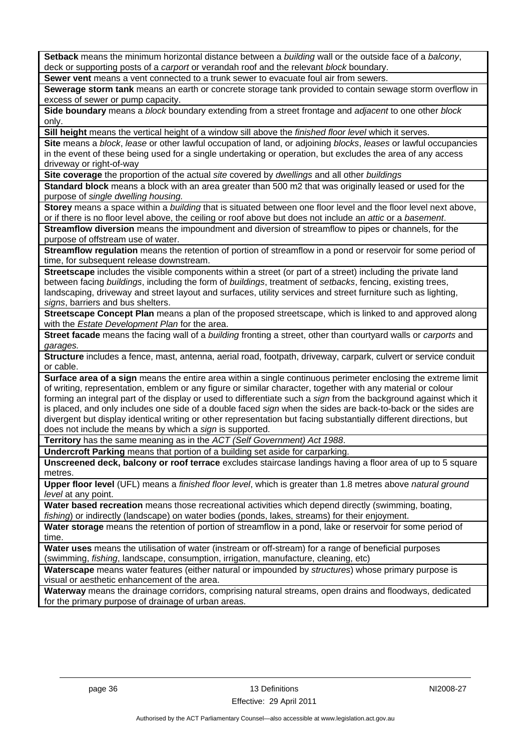**Setback** means the minimum horizontal distance between a *building* wall or the outside face of a *balcony*, deck or supporting posts of a *carport* or verandah roof and the relevant *block* boundary.

**Sewer vent** means a vent connected to a trunk sewer to evacuate foul air from sewers.

**Sewerage storm tank** means an earth or concrete storage tank provided to contain sewage storm overflow in excess of sewer or pump capacity.

**Side boundary** means a *block* boundary extending from a street frontage and *adjacent* to one other *block* only.

**Sill height** means the vertical height of a window sill above the *finished floor level* which it serves.

**Site** means a *block*, *lease* or other lawful occupation of land, or adjoining *blocks*, *leases* or lawful occupancies in the event of these being used for a single undertaking or operation, but excludes the area of any access driveway or right-of-way

**Site coverage** the proportion of the actual *site* covered by *dwellings* and all other *buildings*

**Standard block** means a block with an area greater than 500 m2 that was originally leased or used for the purpose of *single dwelling housing.*

**Storey** means a space within a *building* that is situated between one floor level and the floor level next above, or if there is no floor level above, the ceiling or roof above but does not include an *attic* or a *basement*.

**Streamflow diversion** means the impoundment and diversion of streamflow to pipes or channels, for the purpose of offstream use of water.

**Streamflow regulation** means the retention of portion of streamflow in a pond or reservoir for some period of time, for subsequent release downstream.

**Streetscape** includes the visible components within a street (or part of a street) including the private land between facing *buildings*, including the form of *buildings*, treatment of *setbacks*, fencing, existing trees, landscaping, driveway and street layout and surfaces, utility services and street furniture such as lighting, *signs*, barriers and bus shelters.

**Streetscape Concept Plan** means a plan of the proposed streetscape, which is linked to and approved along with the *Estate Development Plan* for the area.

**Street facade** means the facing wall of a *building* fronting a street, other than courtyard walls or *carports* and *garages.*

**Structure** includes a fence, mast, antenna, aerial road, footpath, driveway, carpark, culvert or service conduit or cable.

**Surface area of a sign** means the entire area within a single continuous perimeter enclosing the extreme limit of writing, representation, emblem or any figure or similar character, together with any material or colour forming an integral part of the display or used to differentiate such a *sign* from the background against which it is placed, and only includes one side of a double faced *sign* when the sides are back-to-back or the sides are divergent but display identical writing or other representation but facing substantially different directions, but does not include the means by which a *sign* is supported.

**Territory** has the same meaning as in the *ACT (Self Government) Act 1988*.

**Undercroft Parking** means that portion of a building set aside for carparking.

**Unscreened deck, balcony or roof terrace** excludes staircase landings having a floor area of up to 5 square metres.

**Upper floor level** (UFL) means a *finished floor level*, which is greater than 1.8 metres above *natural ground level* at any point.

**Water based recreation** means those recreational activities which depend directly (swimming, boating, *fishing*) or indirectly (landscape) on water bodies (ponds, lakes, streams) for their enjoyment.

**Water storage** means the retention of portion of streamflow in a pond, lake or reservoir for some period of time.

**Water uses** means the utilisation of water (instream or off-stream) for a range of beneficial purposes (swimming, *fishing*, landscape, consumption, irrigation, manufacture, cleaning, etc)

**Waterscape** means water features (either natural or impounded by *structures*) whose primary purpose is visual or aesthetic enhancement of the area.

**Waterway** means the drainage corridors, comprising natural streams, open drains and floodways, dedicated for the primary purpose of drainage of urban areas.